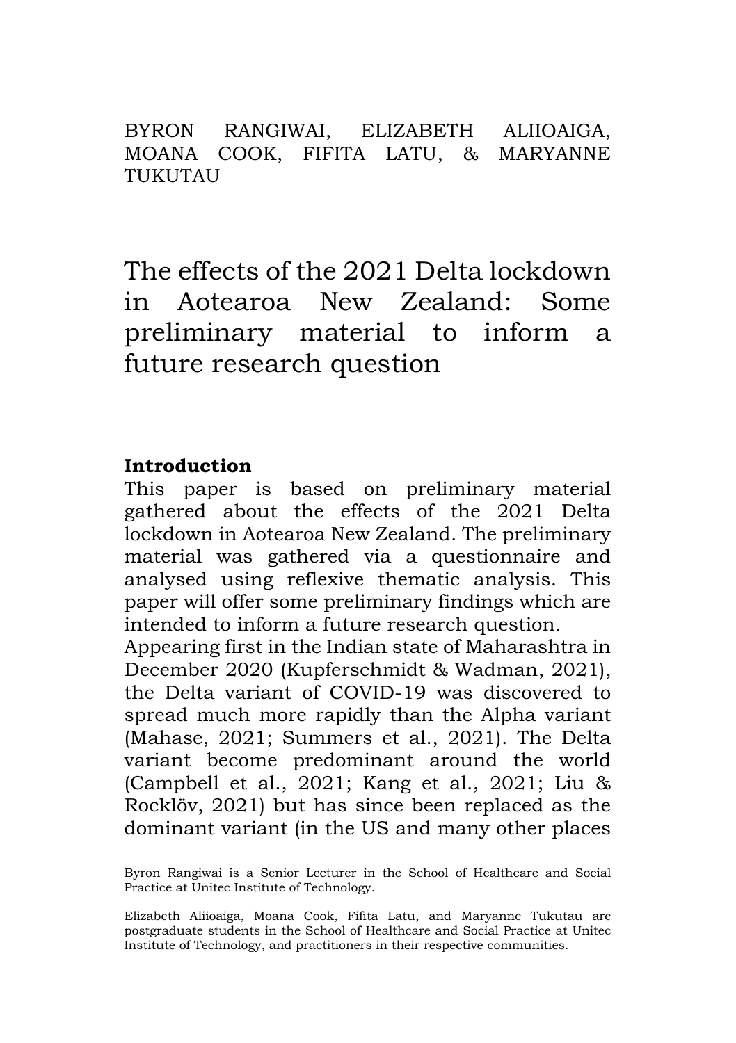BYRON RANGIWAI, ELIZABETH ALIIOAIGA, MOANA COOK, FIFITA LATU, & MARYANNE TUKUTAU

# The effects of the 2021 Delta lockdown in Aotearoa New Zealand: Some preliminary material to inform a future research question

## Introduction

This paper is based on preliminary material gathered about the effects of the 2021 Delta lockdown in Aotearoa New Zealand. The preliminary material was gathered via a questionnaire and analysed using reflexive thematic analysis. This paper will offer some preliminary findings which are intended to inform a future research question.

Appearing first in the Indian state of Maharashtra in December 2020 (Kupferschmidt & Wadman, 2021), the Delta variant of COVID-19 was discovered to spread much more rapidly than the Alpha variant (Mahase, 2021; Summers et al., 2021). The Delta variant become predominant around the world (Campbell et al., 2021; Kang et al., 2021; Liu & Rocklöv, 2021) but has since been replaced as the dominant variant (in the US and many other places

Byron Rangiwai is a Senior Lecturer in the School of Healthcare and Social Practice at Unitec Institute of Technology.

Elizabeth Aliioaiga, Moana Cook, Fifita Latu, and Maryanne Tukutau are postgraduate students in the School of Healthcare and Social Practice at Unitec Institute of Technology, and practitioners in their respective communities.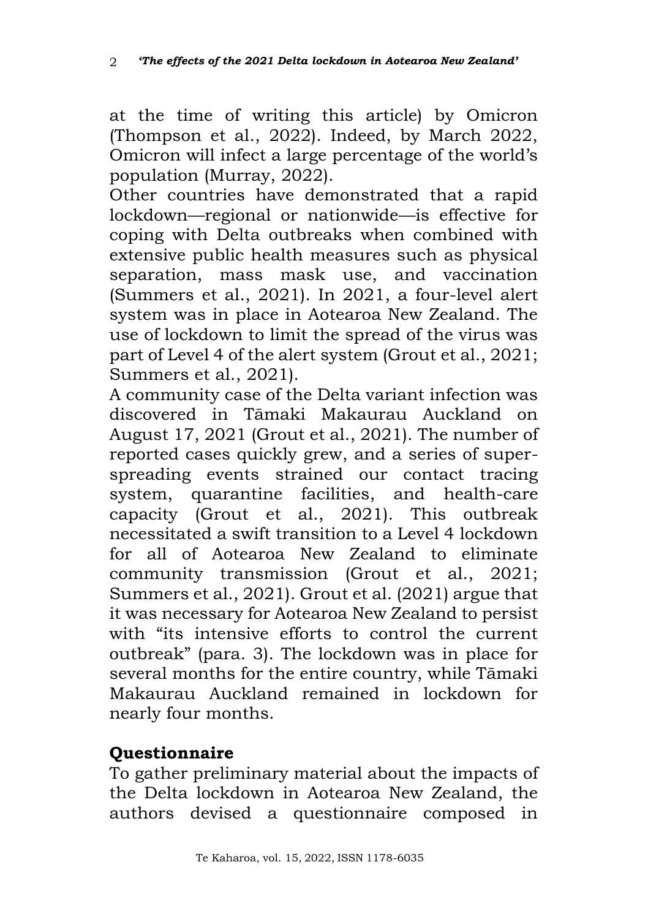at the time of writing this article) by Omicron (Thompson et al., 2022). Indeed, by March 2022, Omicron will infect a large percentage of the world's population (Murray, 2022).

Other countries have demonstrated that a rapid lockdown—regional or nationwide—is effective for coping with Delta outbreaks when combined with extensive public health measures such as physical separation, mass mask use, and vaccination (Summers et al., 2021). In 2021, a four-level alert system was in place in Aotearoa New Zealand. The use of lockdown to limit the spread of the virus was part of Level 4 of the alert system (Grout et al., 2021; Summers et al., 2021).

A community case of the Delta variant infection was discovered in Tāmaki Makaurau Auckland on August 17, 2021 (Grout et al., 2021). The number of reported cases quickly grew, and a series of super-spreading events strained our contact tracing system, quarantine facilities, and health-care capacity (Grout et al., 2021). This outbreak necessitated a swift transition to a Level 4 lockdown for all of Aotearoa New Zealand to eliminate community transmission (Grout et al., 2021; Summers et al., 2021). Grout et al. (2021) argue that it was necessary for Aotearoa New Zealand to persist with "its intensive efforts to control the current outbreak" (para. 3). The lockdown was in place for several months for the entire country, while Tāmaki Makaurau Auckland remained in lockdown for nearly four months.

## Questionnaire

To gather preliminary material about the impacts of the Delta lockdown in Aotearoa New Zealand, the authors devised a questionnaire composed in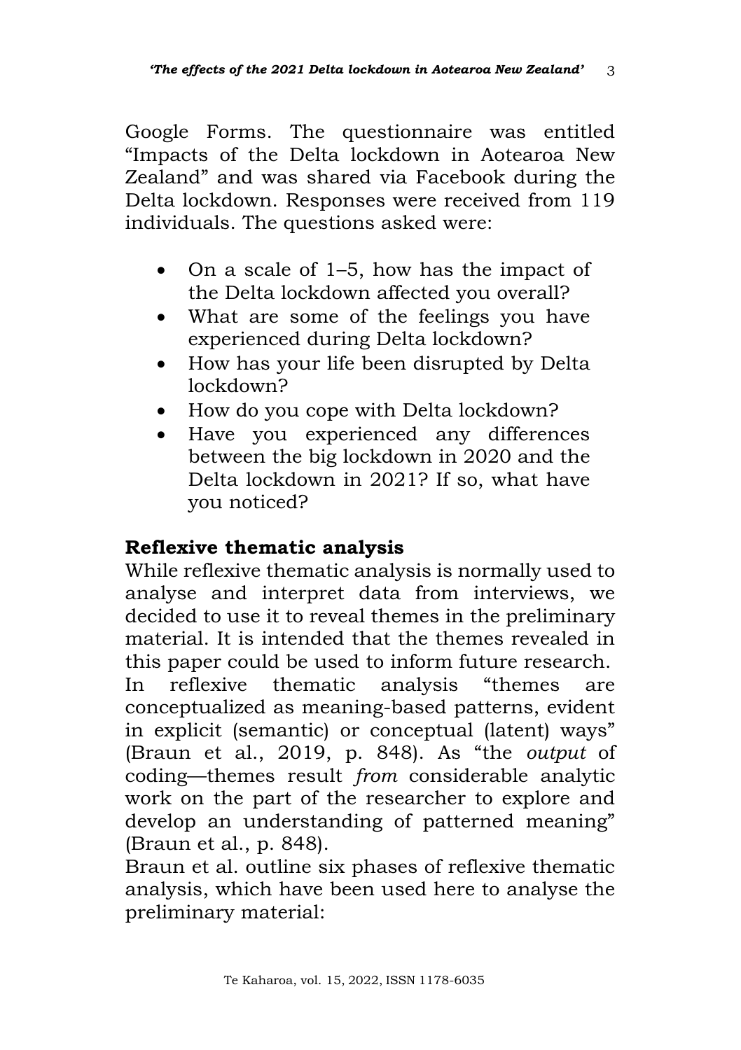Google Forms. The questionnaire was entitled "Impacts of the Delta lockdown in Aotearoa New Zealand" and was shared via Facebook during the Delta lockdown. Responses were received from 119 individuals. The questions asked were:

- On a scale of 1–5, how has the impact of the Delta lockdown affected you overall?
- What are some of the feelings you have experienced during Delta lockdown?
- How has your life been disrupted by Delta lockdown?
- How do you cope with Delta lockdown?
- Have you experienced any differences between the big lockdown in 2020 and the Delta lockdown in 2021? If so, what have you noticed?

## Reflexive thematic analysis

While reflexive thematic analysis is normally used to analyse and interpret data from interviews, we decided to use it to reveal themes in the preliminary material. It is intended that the themes revealed in this paper could be used to inform future research.

In reflexive thematic analysis "themes are conceptualized as meaning-based patterns, evident in explicit (semantic) or conceptual (latent) ways" (Braun et al., 2019, p. 848). As "the *output* of coding—themes result *from* considerable analytic work on the part of the researcher to explore and develop an understanding of patterned meaning" (Braun et al., p. 848).

Braun et al. outline six phases of reflexive thematic analysis, which have been used here to analyse the preliminary material: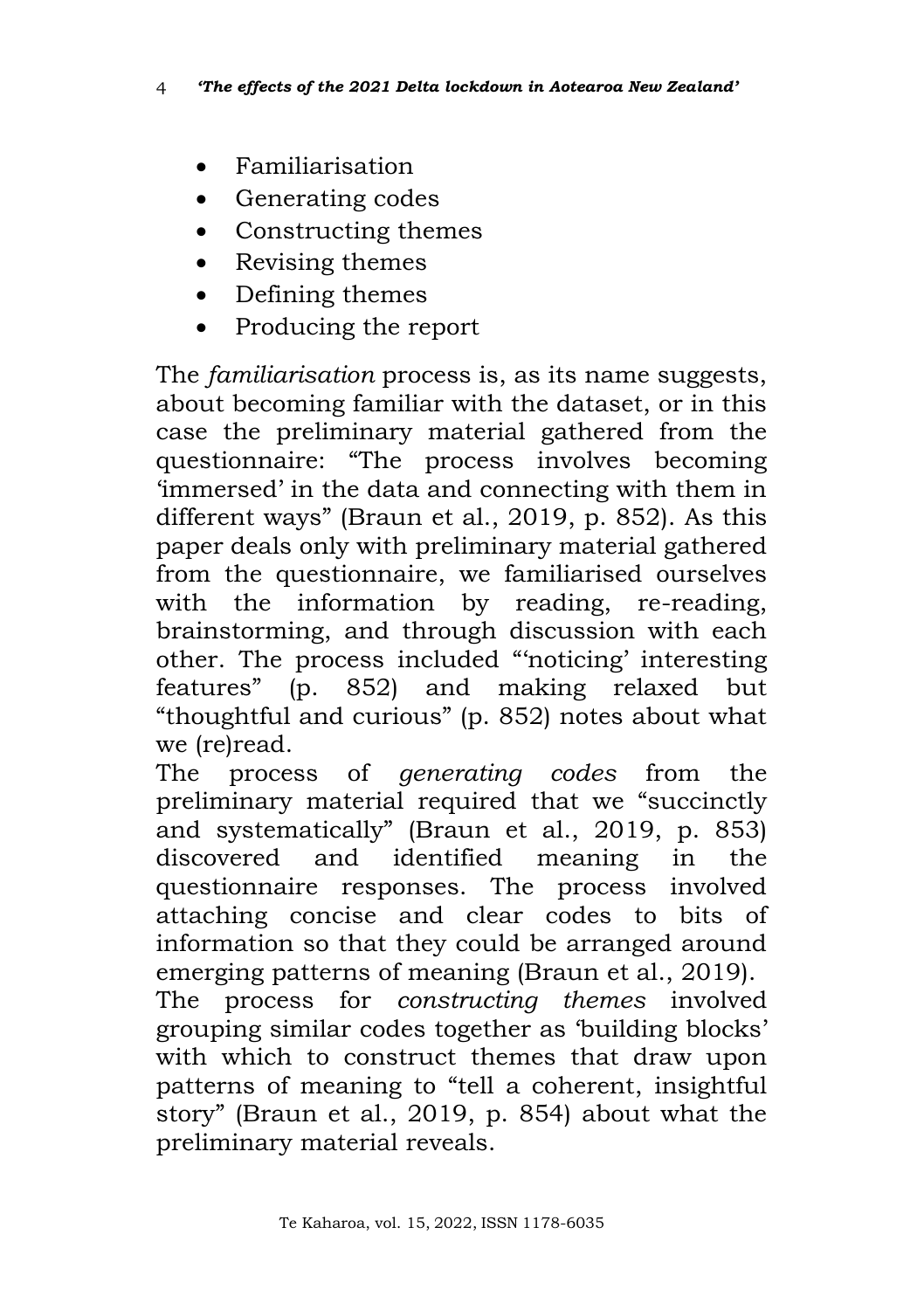- Familiarisation
- Generating codes
- Constructing themes
- Revising themes
- Defining themes
- Producing the report

The *familiarisation* process is, as its name suggests, about becoming familiar with the dataset, or in this case the preliminary material gathered from the questionnaire: "The process involves becoming 'immersed' in the data and connecting with them in different ways" (Braun et al., 2019, p. 852). As this paper deals only with preliminary material gathered from the questionnaire, we familiarised ourselves with the information by reading, re-reading, brainstorming, and through discussion with each other. The process included "'noticing' interesting features" (p. 852) and making relaxed but "thoughtful and curious" (p. 852) notes about what we (re)read.

The process of *generating codes* from the preliminary material required that we "succinctly and systematically" (Braun et al., 2019, p. 853) discovered and identified meaning in the questionnaire responses. The process involved attaching concise and clear codes to bits of information so that they could be arranged around emerging patterns of meaning (Braun et al., 2019).

The process for *constructing themes* involved grouping similar codes together as 'building blocks' with which to construct themes that draw upon patterns of meaning to "tell a coherent, insightful story" (Braun et al., 2019, p. 854) about what the preliminary material reveals.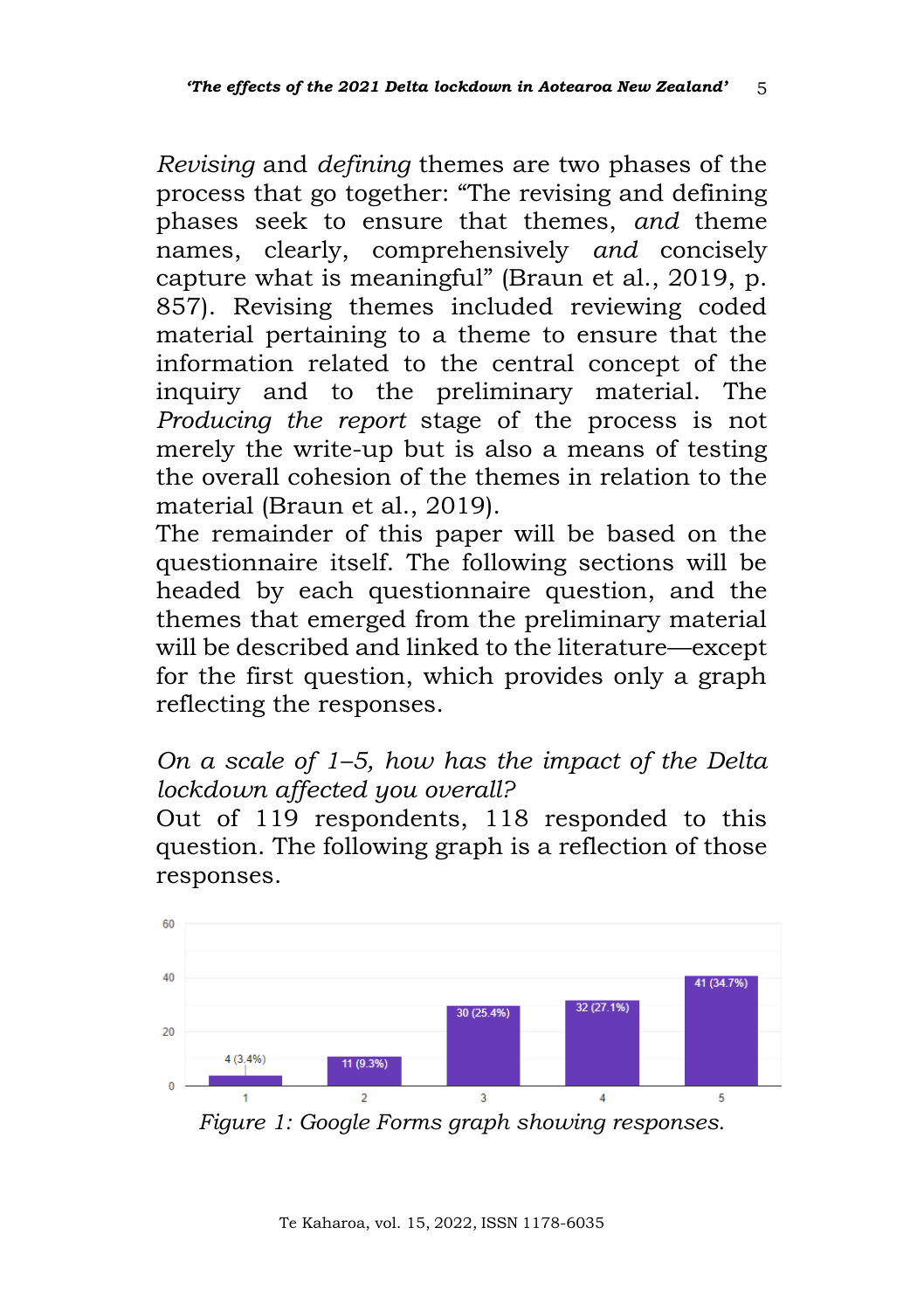*Revising* and *defining* themes are two phases of the process that go together: "The revising and defining phases seek to ensure that themes, *and* theme names, clearly, comprehensively *and* concisely capture what is meaningful" (Braun et al., 2019, p. 857). Revising themes included reviewing coded material pertaining to a theme to ensure that the information related to the central concept of the inquiry and to the preliminary material. The *Producing the report* stage of the process is not merely the write-up but is also a means of testing the overall cohesion of the themes in relation to the material (Braun et al., 2019).

The remainder of this paper will be based on the questionnaire itself. The following sections will be headed by each questionnaire question, and the themes that emerged from the preliminary material will be described and linked to the literature—except for the first question, which provides only a graph reflecting the responses.

*On a scale of 1–5, how has the impact of the Delta lockdown affected you overall?*

Out of 119 respondents, 118 responded to this question. The following graph is a reflection of those responses.

| Scale | Responses |
| --- | --- |
| 1 | 4 (3.4%) |
| 2 | 11 (9.3%) |
| 3 | 30 (25.4%) |
| 4 | 32 (27.1%) |
| 5 | 41 (34.7%) |

*Figure 1: Google Forms graph showing responses.*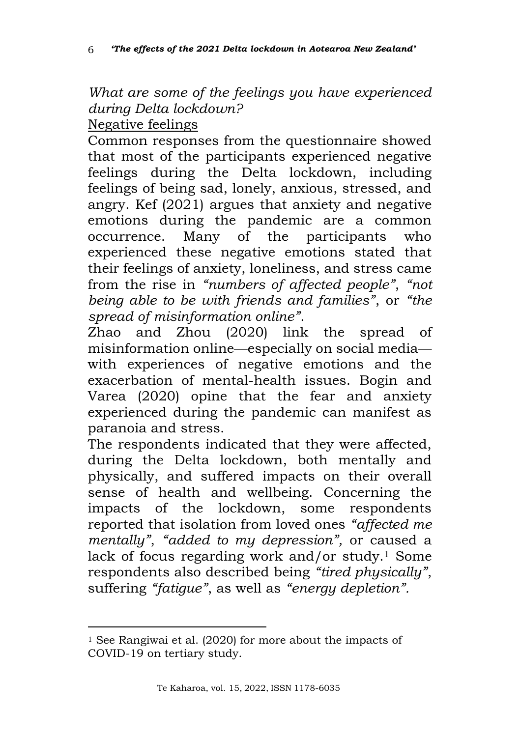*What are some of the feelings you have experienced during Delta lockdown?*

Negative feelings

Common responses from the questionnaire showed that most of the participants experienced negative feelings during the Delta lockdown, including feelings of being sad, lonely, anxious, stressed, and angry. Kef (2021) argues that anxiety and negative emotions during the pandemic are a common occurrence. Many of the participants who experienced these negative emotions stated that their feelings of anxiety, loneliness, and stress came from the rise in *"numbers of affected people"*, *"not being able to be with friends and families"*, or *"the spread of misinformation online"*.

Zhao and Zhou (2020) link the spread of misinformation online—especially on social media—with experiences of negative emotions and the exacerbation of mental-health issues. Bogin and Varea (2020) opine that the fear and anxiety experienced during the pandemic can manifest as paranoia and stress.

The respondents indicated that they were affected, during the Delta lockdown, both mentally and physically, and suffered impacts on their overall sense of health and wellbeing. Concerning the impacts of the lockdown, some respondents reported that isolation from loved ones *"affected me mentally"*, *"added to my depression"*, or caused a lack of focus regarding work and/or study.[1] Some respondents also described being *"tired physically"*, suffering *"fatigue"*, as well as *"energy depletion"*.

[1] See Rangiwai et al. (2020) for more about the impacts of COVID-19 on tertiary study.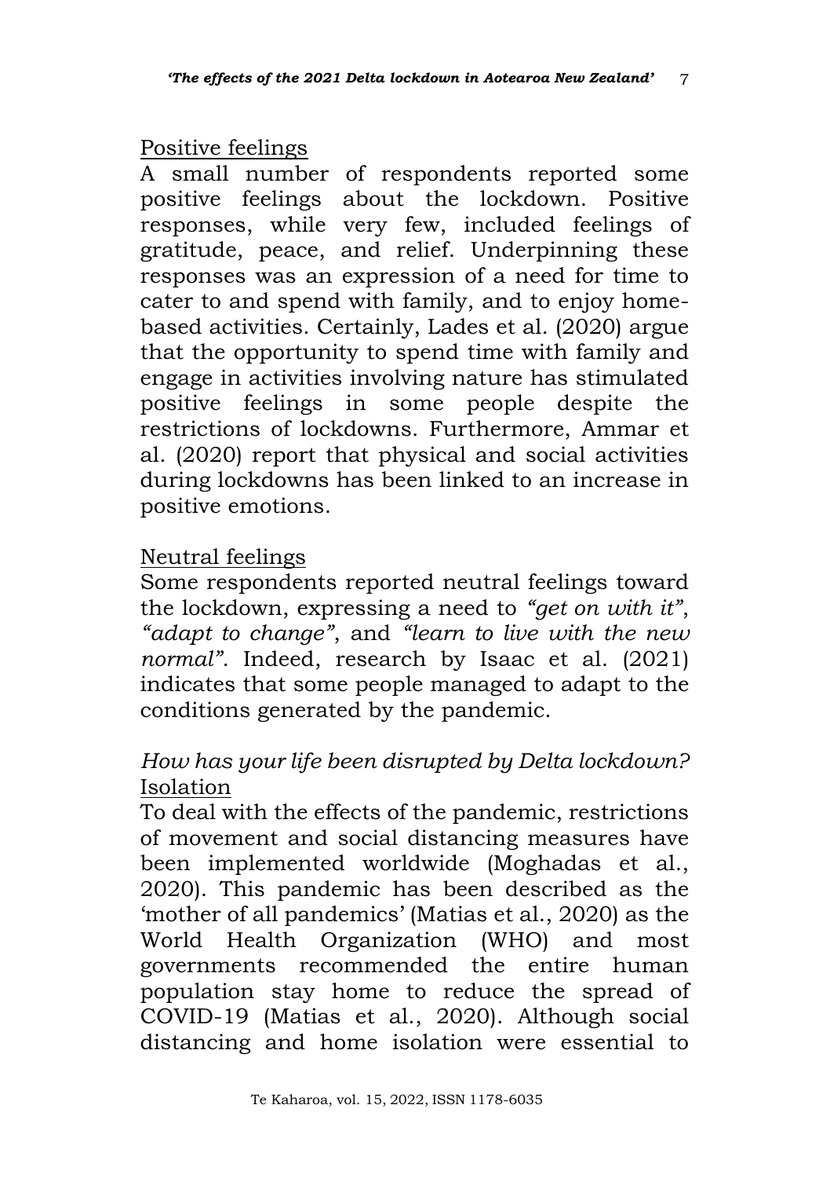## Positive feelings

A small number of respondents reported some positive feelings about the lockdown. Positive responses, while very few, included feelings of gratitude, peace, and relief. Underpinning these responses was an expression of a need for time to cater to and spend with family, and to enjoy home-based activities. Certainly, Lades et al. (2020) argue that the opportunity to spend time with family and engage in activities involving nature has stimulated positive feelings in some people despite the restrictions of lockdowns. Furthermore, Ammar et al. (2020) report that physical and social activities during lockdowns has been linked to an increase in positive emotions.

## Neutral feelings

Some respondents reported neutral feelings toward the lockdown, expressing a need to *"get on with it"*, *"adapt to change"*, and *"learn to live with the new normal"*. Indeed, research by Isaac et al. (2021) indicates that some people managed to adapt to the conditions generated by the pandemic.

*How has your life been disrupted by Delta lockdown?*

## Isolation

To deal with the effects of the pandemic, restrictions of movement and social distancing measures have been implemented worldwide (Moghadas et al., 2020). This pandemic has been described as the 'mother of all pandemics' (Matias et al., 2020) as the World Health Organization (WHO) and most governments recommended the entire human population stay home to reduce the spread of COVID-19 (Matias et al., 2020). Although social distancing and home isolation were essential to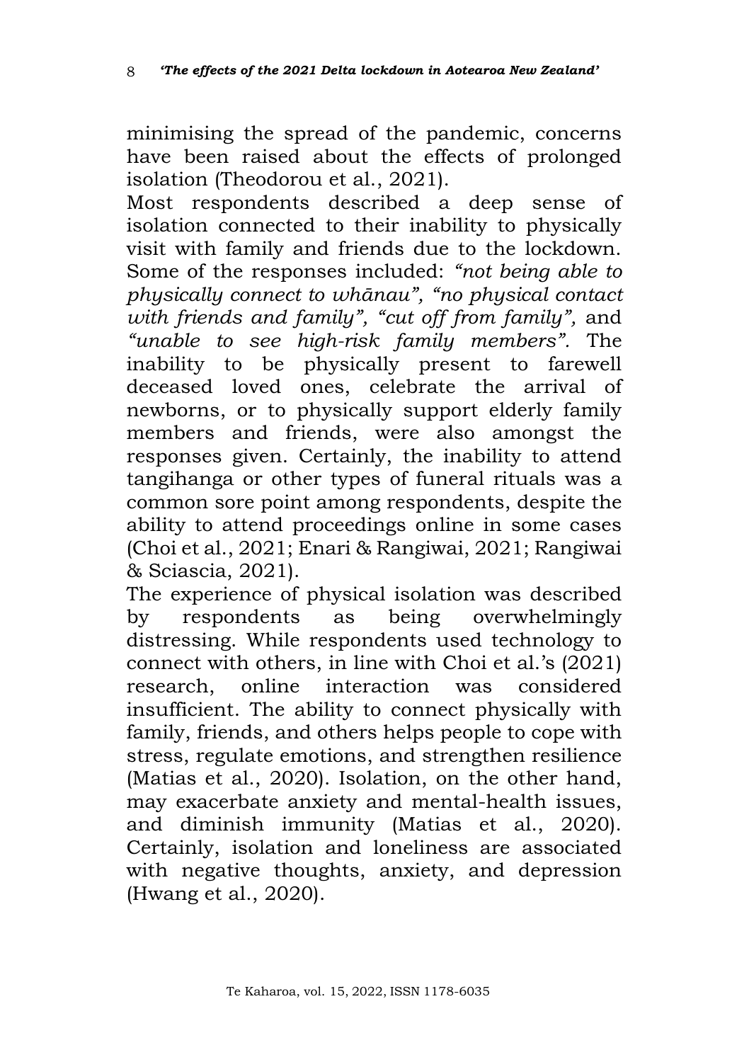minimising the spread of the pandemic, concerns have been raised about the effects of prolonged isolation (Theodorou et al., 2021).

Most respondents described a deep sense of isolation connected to their inability to physically visit with family and friends due to the lockdown. Some of the responses included: *"not being able to physically connect to whānau", "no physical contact with friends and family", "cut off from family",* and *"unable to see high-risk family members".* The inability to be physically present to farewell deceased loved ones, celebrate the arrival of newborns, or to physically support elderly family members and friends, were also amongst the responses given. Certainly, the inability to attend tangihanga or other types of funeral rituals was a common sore point among respondents, despite the ability to attend proceedings online in some cases (Choi et al., 2021; Enari & Rangiwai, 2021; Rangiwai & Sciascia, 2021).

The experience of physical isolation was described by respondents as being overwhelmingly distressing. While respondents used technology to connect with others, in line with Choi et al.'s (2021) research, online interaction was considered insufficient. The ability to connect physically with family, friends, and others helps people to cope with stress, regulate emotions, and strengthen resilience (Matias et al., 2020). Isolation, on the other hand, may exacerbate anxiety and mental-health issues, and diminish immunity (Matias et al., 2020). Certainly, isolation and loneliness are associated with negative thoughts, anxiety, and depression (Hwang et al., 2020).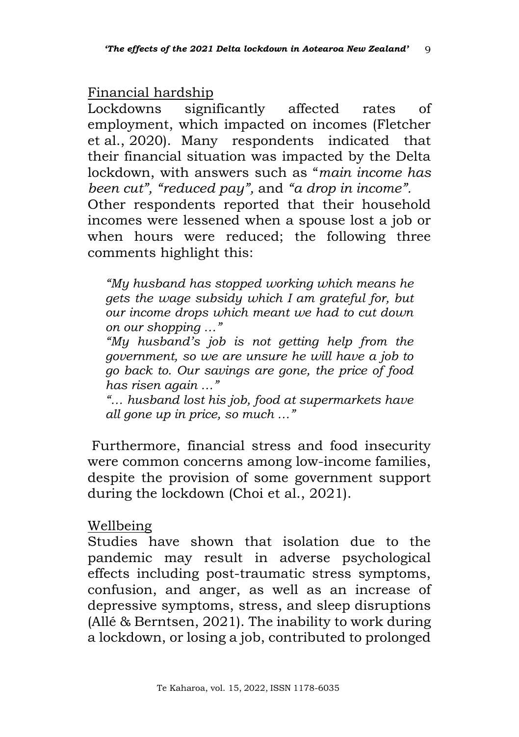## Financial hardship

Lockdowns significantly affected rates of employment, which impacted on incomes (Fletcher et al., 2020). Many respondents indicated that their financial situation was impacted by the Delta lockdown, with answers such as "*main income has been cut", "reduced pay",* and *"a drop in income".* Other respondents reported that their household incomes were lessened when a spouse lost a job or when hours were reduced; the following three comments highlight this:

> *"My husband has stopped working which means he gets the wage subsidy which I am grateful for, but our income drops which meant we had to cut down on our shopping …"*
>
> *"My husband's job is not getting help from the government, so we are unsure he will have a job to go back to. Our savings are gone, the price of food has risen again …"*
>
> *"… husband lost his job, food at supermarkets have all gone up in price, so much …"*

Furthermore, financial stress and food insecurity were common concerns among low-income families, despite the provision of some government support during the lockdown (Choi et al., 2021).

## Wellbeing

Studies have shown that isolation due to the pandemic may result in adverse psychological effects including post-traumatic stress symptoms, confusion, and anger, as well as an increase of depressive symptoms, stress, and sleep disruptions (Allé & Berntsen, 2021). The inability to work during a lockdown, or losing a job, contributed to prolonged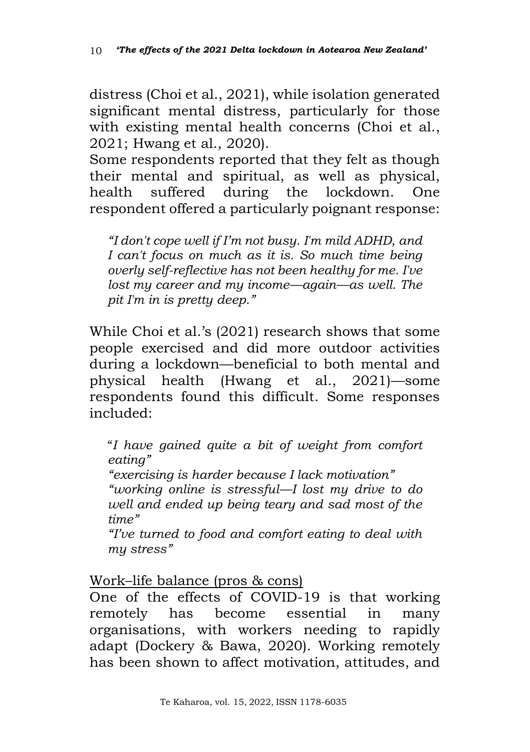distress (Choi et al., 2021), while isolation generated significant mental distress, particularly for those with existing mental health concerns (Choi et al., 2021; Hwang et al., 2020).

Some respondents reported that they felt as though their mental and spiritual, as well as physical, health suffered during the lockdown. One respondent offered a particularly poignant response:

> *"I don't cope well if I'm not busy. I'm mild ADHD, and I can't focus on much as it is. So much time being overly self-reflective has not been healthy for me. I've lost my career and my income—again—as well. The pit I'm in is pretty deep."*

While Choi et al.'s (2021) research shows that some people exercised and did more outdoor activities during a lockdown—beneficial to both mental and physical health (Hwang et al., 2021)—some respondents found this difficult. Some responses included:

> "*I have gained quite a bit of weight from comfort eating"*
> *"exercising is harder because I lack motivation"*
> *"working online is stressful—I lost my drive to do well and ended up being teary and sad most of the time"*
> *"I've turned to food and comfort eating to deal with my stress"*

Work–life balance (pros & cons)

One of the effects of COVID-19 is that working remotely has become essential in many organisations, with workers needing to rapidly adapt (Dockery & Bawa, 2020). Working remotely has been shown to affect motivation, attitudes, and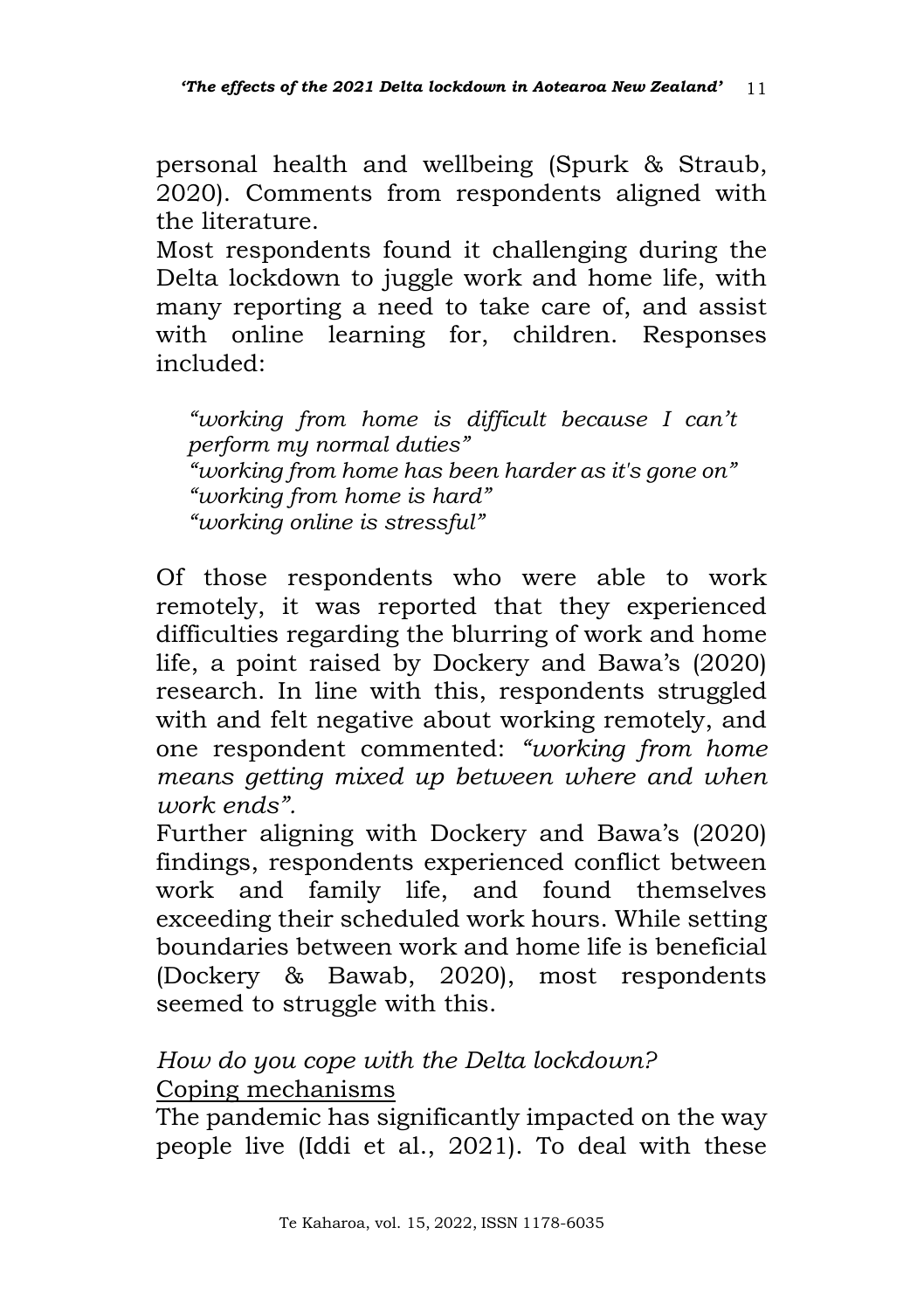personal health and wellbeing (Spurk & Straub, 2020). Comments from respondents aligned with the literature.

Most respondents found it challenging during the Delta lockdown to juggle work and home life, with many reporting a need to take care of, and assist with online learning for, children. Responses included:

> *"working from home is difficult because I can't perform my normal duties"*
> *"working from home has been harder as it's gone on"*
> *"working from home is hard"*
> *"working online is stressful"*

Of those respondents who were able to work remotely, it was reported that they experienced difficulties regarding the blurring of work and home life, a point raised by Dockery and Bawa's (2020) research. In line with this, respondents struggled with and felt negative about working remotely, and one respondent commented: *"working from home means getting mixed up between where and when work ends".*

Further aligning with Dockery and Bawa's (2020) findings, respondents experienced conflict between work and family life, and found themselves exceeding their scheduled work hours. While setting boundaries between work and home life is beneficial (Dockery & Bawab, 2020), most respondents seemed to struggle with this.

*How do you cope with the Delta lockdown?*

<u>Coping mechanisms</u>

The pandemic has significantly impacted on the way people live (Iddi et al., 2021). To deal with these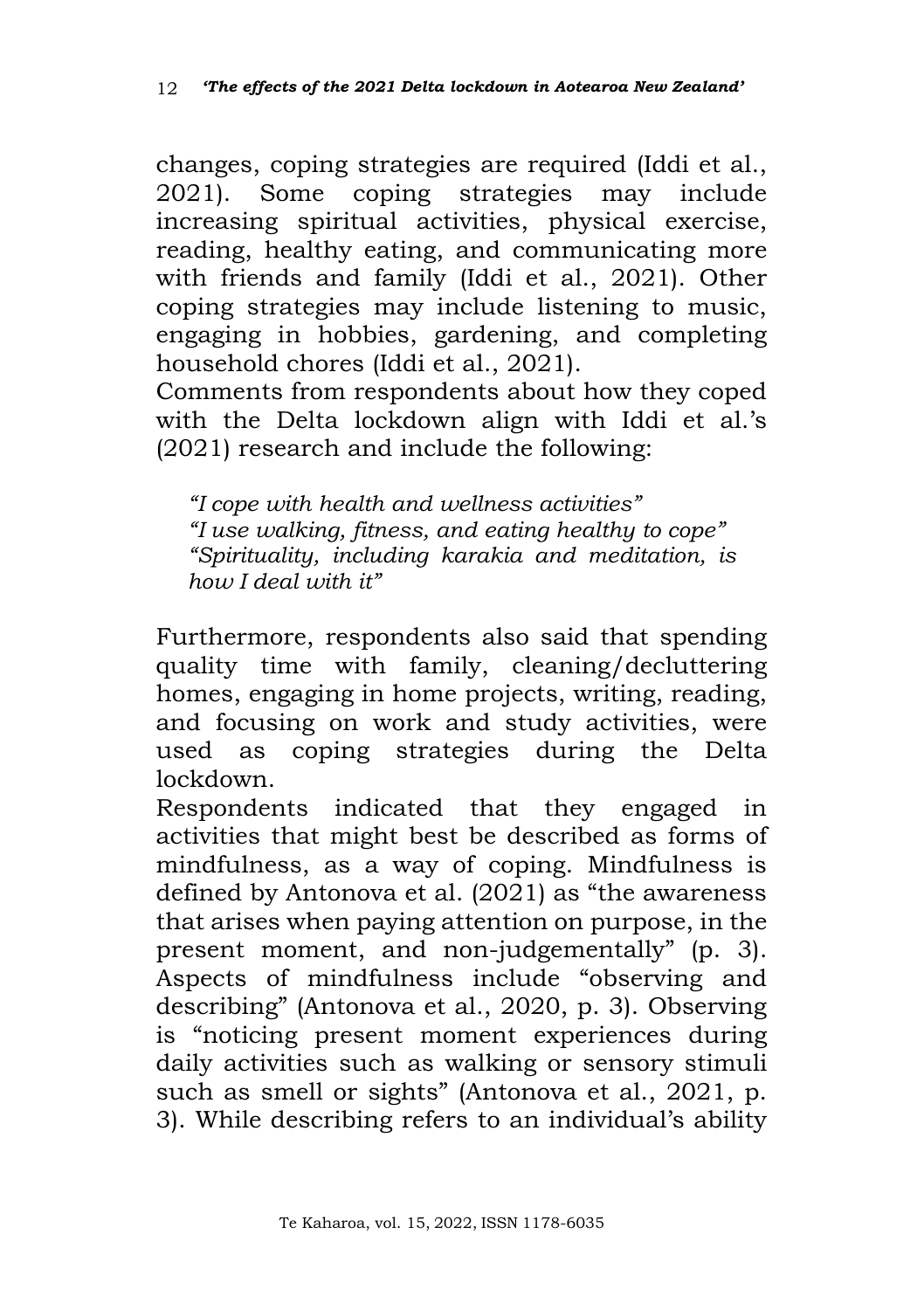changes, coping strategies are required (Iddi et al., 2021). Some coping strategies may include increasing spiritual activities, physical exercise, reading, healthy eating, and communicating more with friends and family (Iddi et al., 2021). Other coping strategies may include listening to music, engaging in hobbies, gardening, and completing household chores (Iddi et al., 2021).

Comments from respondents about how they coped with the Delta lockdown align with Iddi et al.'s (2021) research and include the following:

> *"I cope with health and wellness activities"*
> *"I use walking, fitness, and eating healthy to cope"*
> *"Spirituality, including karakia and meditation, is how I deal with it"*

Furthermore, respondents also said that spending quality time with family, cleaning/decluttering homes, engaging in home projects, writing, reading, and focusing on work and study activities, were used as coping strategies during the Delta lockdown.

Respondents indicated that they engaged in activities that might best be described as forms of mindfulness, as a way of coping. Mindfulness is defined by Antonova et al. (2021) as "the awareness that arises when paying attention on purpose, in the present moment, and non-judgementally" (p. 3). Aspects of mindfulness include "observing and describing" (Antonova et al., 2020, p. 3). Observing is "noticing present moment experiences during daily activities such as walking or sensory stimuli such as smell or sights" (Antonova et al., 2021, p. 3). While describing refers to an individual's ability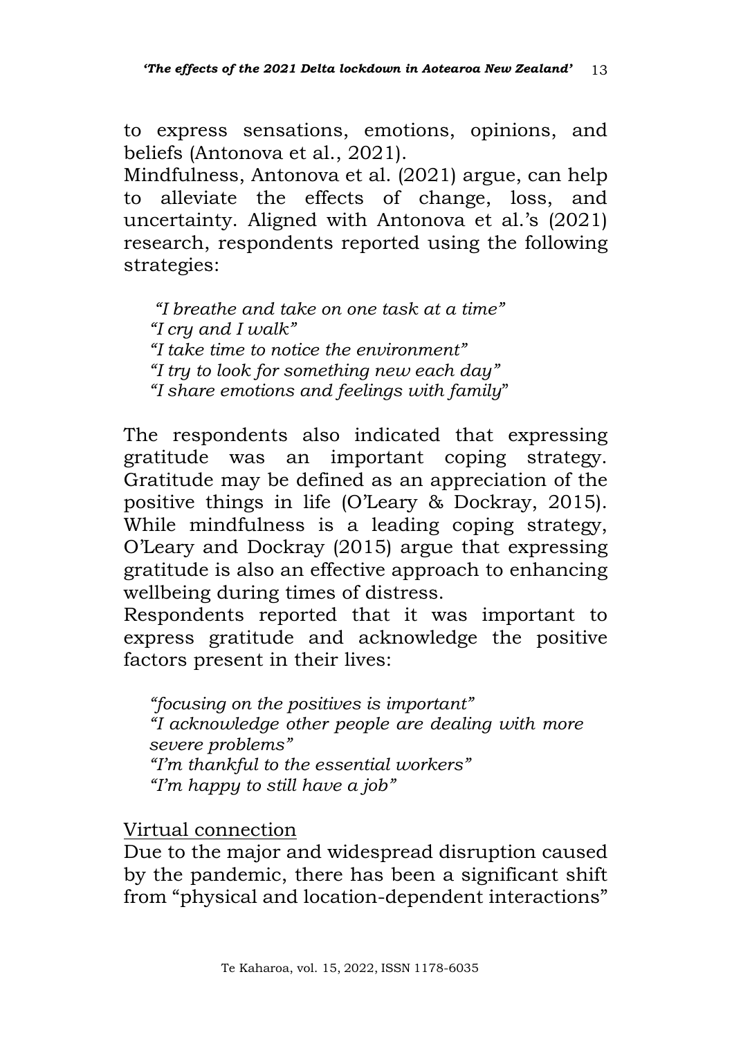to express sensations, emotions, opinions, and beliefs (Antonova et al., 2021).

Mindfulness, Antonova et al. (2021) argue, can help to alleviate the effects of change, loss, and uncertainty. Aligned with Antonova et al.'s (2021) research, respondents reported using the following strategies:

> *"I breathe and take on one task at a time"*
> *"I cry and I walk"*
> *"I take time to notice the environment"*
> *"I try to look for something new each day"*
> *"I share emotions and feelings with family"*

The respondents also indicated that expressing gratitude was an important coping strategy. Gratitude may be defined as an appreciation of the positive things in life (O'Leary & Dockray, 2015). While mindfulness is a leading coping strategy, O'Leary and Dockray (2015) argue that expressing gratitude is also an effective approach to enhancing wellbeing during times of distress.

Respondents reported that it was important to express gratitude and acknowledge the positive factors present in their lives:

> *"focusing on the positives is important"*
> *"I acknowledge other people are dealing with more severe problems"*
> *"I'm thankful to the essential workers"*
> *"I'm happy to still have a job"*

<u>Virtual connection</u>

Due to the major and widespread disruption caused by the pandemic, there has been a significant shift from "physical and location-dependent interactions"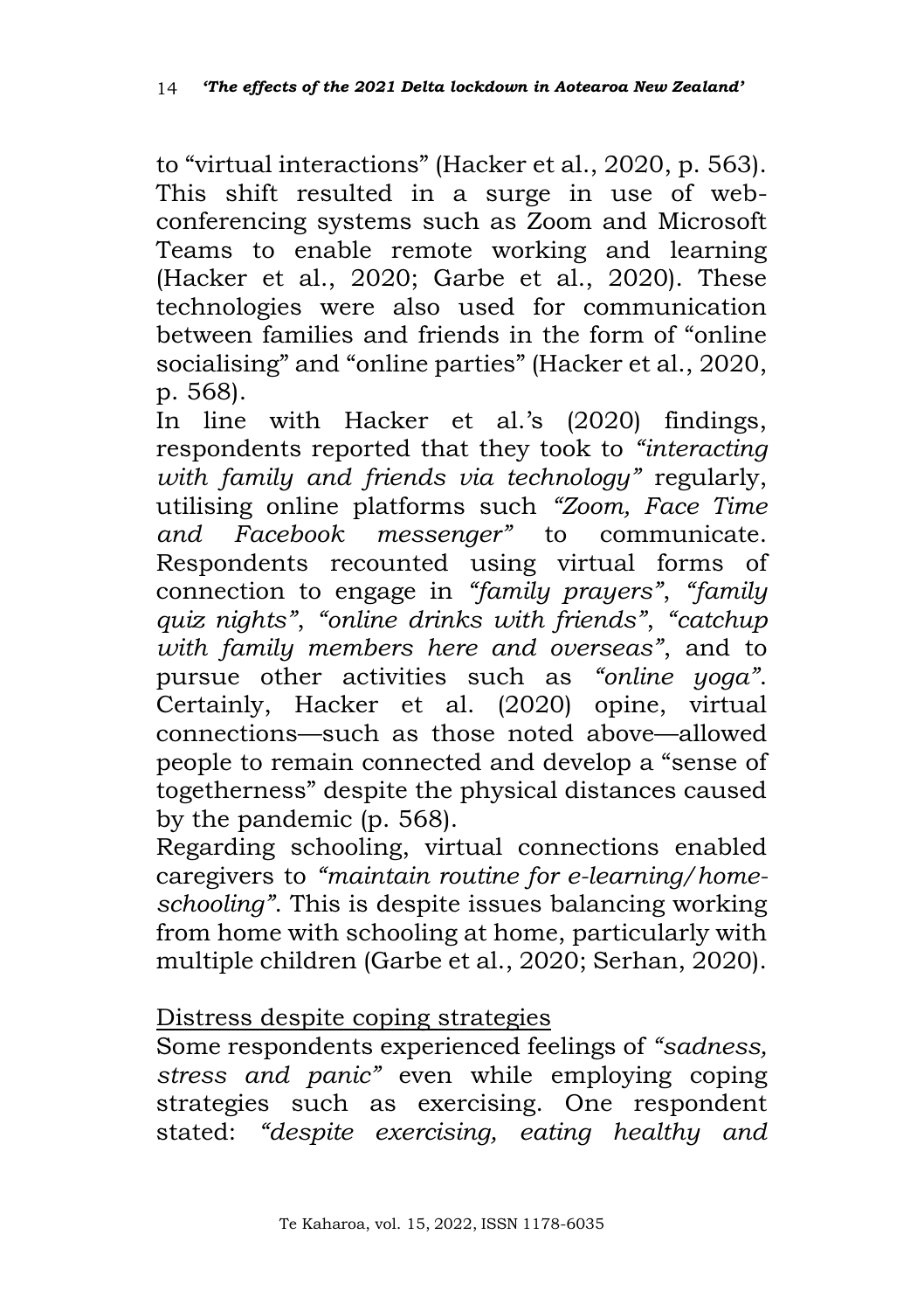to “virtual interactions” (Hacker et al., 2020, p. 563). This shift resulted in a surge in use of web-conferencing systems such as Zoom and Microsoft Teams to enable remote working and learning (Hacker et al., 2020; Garbe et al., 2020). These technologies were also used for communication between families and friends in the form of “online socialising” and “online parties” (Hacker et al., 2020, p. 568).

In line with Hacker et al.’s (2020) findings, respondents reported that they took to *“interacting with family and friends via technology”* regularly, utilising online platforms such *“Zoom, Face Time and Facebook messenger”* to communicate. Respondents recounted using virtual forms of connection to engage in *“family prayers”*, *“family quiz nights”*, *“online drinks with friends”*, *“catchup with family members here and overseas”*, and to pursue other activities such as *“online yoga”*. Certainly, Hacker et al. (2020) opine, virtual connections—such as those noted above—allowed people to remain connected and develop a “sense of togetherness” despite the physical distances caused by the pandemic (p. 568).

Regarding schooling, virtual connections enabled caregivers to *“maintain routine for e-learning/home-schooling”*. This is despite issues balancing working from home with schooling at home, particularly with multiple children (Garbe et al., 2020; Serhan, 2020).

<u>Distress despite coping strategies</u>

Some respondents experienced feelings of *“sadness, stress and panic”* even while employing coping strategies such as exercising. One respondent stated: *“despite exercising, eating healthy and*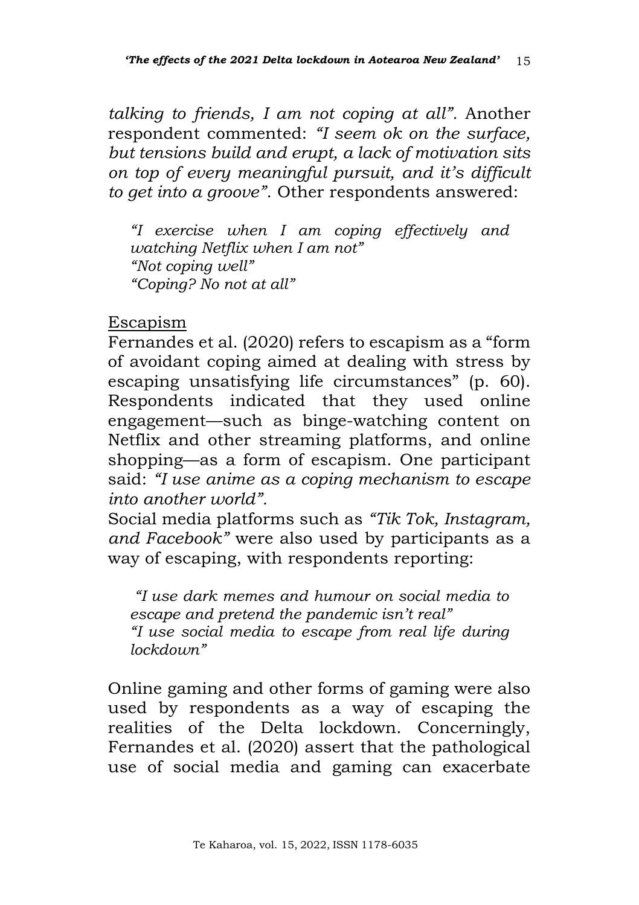*talking to friends, I am not coping at all"*. Another respondent commented: *"I seem ok on the surface, but tensions build and erupt, a lack of motivation sits on top of every meaningful pursuit, and it's difficult to get into a groove"*. Other respondents answered:

> *"I exercise when I am coping effectively and watching Netflix when I am not"*
> *"Not coping well"*
> *"Coping? No not at all"*

<u>Escapism</u>

Fernandes et al. (2020) refers to escapism as a "form of avoidant coping aimed at dealing with stress by escaping unsatisfying life circumstances" (p. 60). Respondents indicated that they used online engagement—such as binge-watching content on Netflix and other streaming platforms, and online shopping—as a form of escapism. One participant said: *"I use anime as a coping mechanism to escape into another world".*

Social media platforms such as *"Tik Tok, Instagram, and Facebook"* were also used by participants as a way of escaping, with respondents reporting:

> *"I use dark memes and humour on social media to escape and pretend the pandemic isn't real"*
> *"I use social media to escape from real life during lockdown"*

Online gaming and other forms of gaming were also used by respondents as a way of escaping the realities of the Delta lockdown. Concerningly, Fernandes et al. (2020) assert that the pathological use of social media and gaming can exacerbate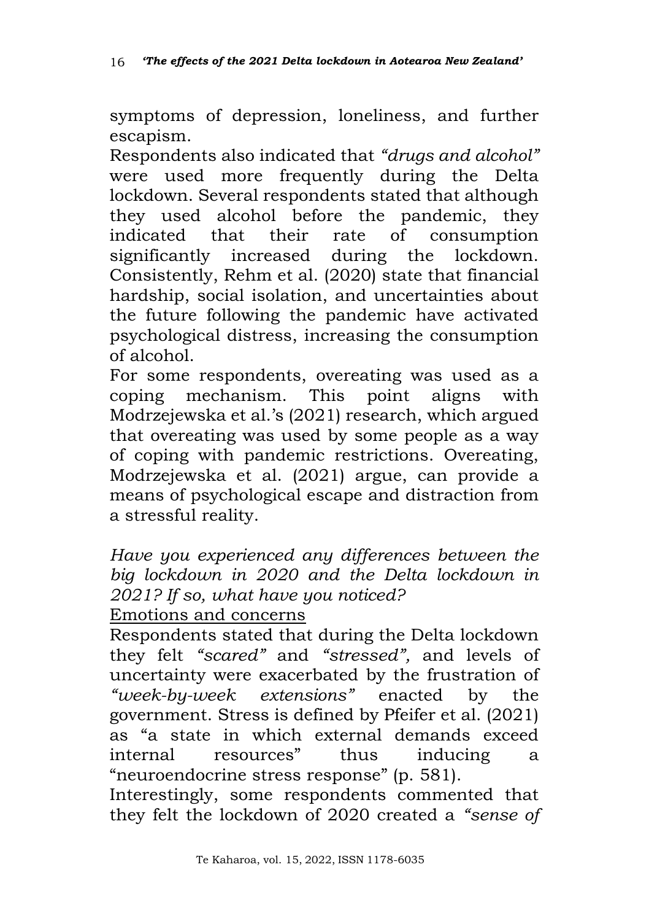symptoms of depression, loneliness, and further escapism.

Respondents also indicated that *"drugs and alcohol"* were used more frequently during the Delta lockdown. Several respondents stated that although they used alcohol before the pandemic, they indicated that their rate of consumption significantly increased during the lockdown. Consistently, Rehm et al. (2020) state that financial hardship, social isolation, and uncertainties about the future following the pandemic have activated psychological distress, increasing the consumption of alcohol.

For some respondents, overeating was used as a coping mechanism. This point aligns with Modrzejewska et al.'s (2021) research, which argued that overeating was used by some people as a way of coping with pandemic restrictions. Overeating, Modrzejewska et al. (2021) argue, can provide a means of psychological escape and distraction from a stressful reality.

*Have you experienced any differences between the big lockdown in 2020 and the Delta lockdown in 2021? If so, what have you noticed?*

<u>Emotions and concerns</u>

Respondents stated that during the Delta lockdown they felt *"scared"* and *"stressed",* and levels of uncertainty were exacerbated by the frustration of *"week-by-week extensions"* enacted by the government. Stress is defined by Pfeifer et al. (2021) as "a state in which external demands exceed internal resources" thus inducing a "neuroendocrine stress response" (p. 581).

Interestingly, some respondents commented that they felt the lockdown of 2020 created a *"sense of*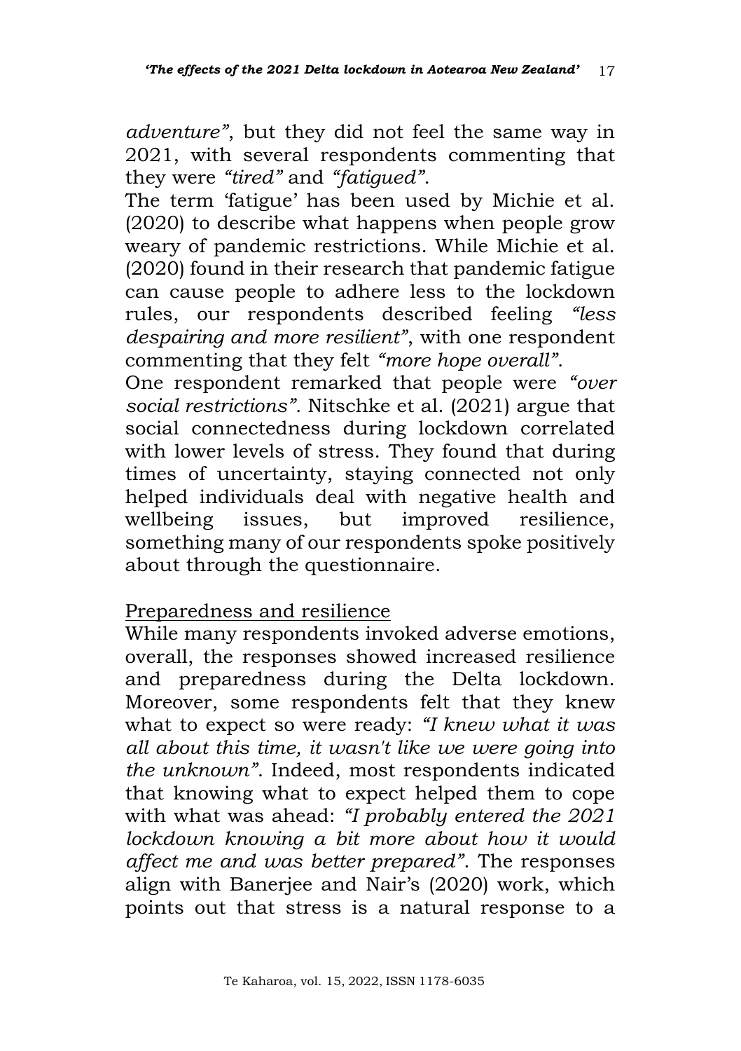*adventure"*, but they did not feel the same way in 2021, with several respondents commenting that they were *"tired"* and *"fatigued"*.

The term 'fatigue' has been used by Michie et al. (2020) to describe what happens when people grow weary of pandemic restrictions. While Michie et al. (2020) found in their research that pandemic fatigue can cause people to adhere less to the lockdown rules, our respondents described feeling *"less despairing and more resilient"*, with one respondent commenting that they felt *"more hope overall"*.

One respondent remarked that people were *"over social restrictions"*. Nitschke et al. (2021) argue that social connectedness during lockdown correlated with lower levels of stress. They found that during times of uncertainty, staying connected not only helped individuals deal with negative health and wellbeing issues, but improved resilience, something many of our respondents spoke positively about through the questionnaire.

<u>Preparedness and resilience</u>

While many respondents invoked adverse emotions, overall, the responses showed increased resilience and preparedness during the Delta lockdown. Moreover, some respondents felt that they knew what to expect so were ready: *"I knew what it was all about this time, it wasn't like we were going into the unknown"*. Indeed, most respondents indicated that knowing what to expect helped them to cope with what was ahead: *"I probably entered the 2021 lockdown knowing a bit more about how it would affect me and was better prepared"*. The responses align with Banerjee and Nair's (2020) work, which points out that stress is a natural response to a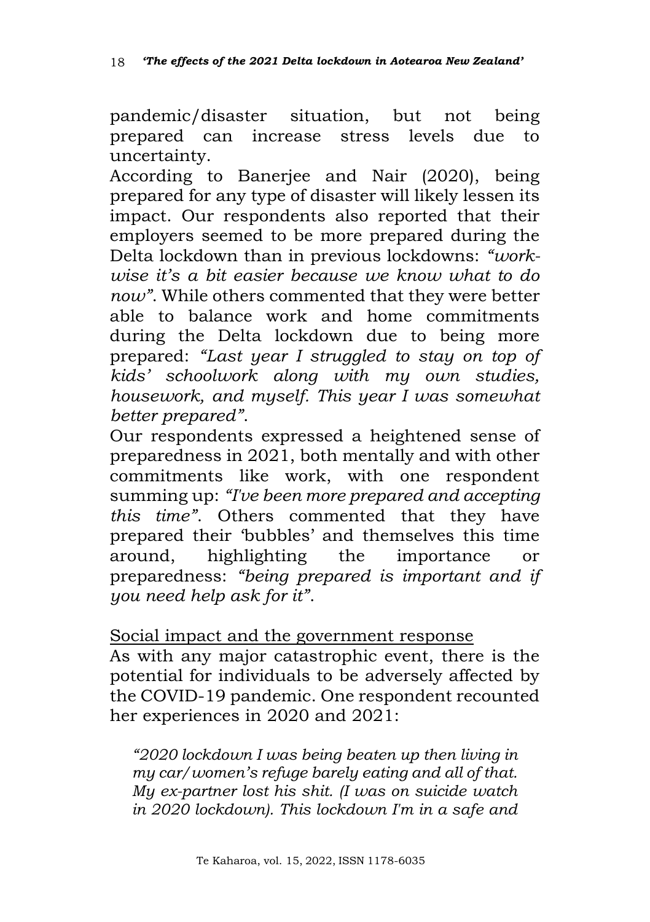pandemic/disaster situation, but not being prepared can increase stress levels due to uncertainty.

According to Banerjee and Nair (2020), being prepared for any type of disaster will likely lessen its impact. Our respondents also reported that their employers seemed to be more prepared during the Delta lockdown than in previous lockdowns: *"work-wise it's a bit easier because we know what to do now"*. While others commented that they were better able to balance work and home commitments during the Delta lockdown due to being more prepared: *"Last year I struggled to stay on top of kids' schoolwork along with my own studies, housework, and myself. This year I was somewhat better prepared"*.

Our respondents expressed a heightened sense of preparedness in 2021, both mentally and with other commitments like work, with one respondent summing up: *"I've been more prepared and accepting this time"*. Others commented that they have prepared their 'bubbles' and themselves this time around, highlighting the importance or preparedness: *"being prepared is important and if you need help ask for it"*.

<u>Social impact and the government response</u>

As with any major catastrophic event, there is the potential for individuals to be adversely affected by the COVID-19 pandemic. One respondent recounted her experiences in 2020 and 2021:

> *"2020 lockdown I was being beaten up then living in my car/women's refuge barely eating and all of that. My ex-partner lost his shit. (I was on suicide watch in 2020 lockdown). This lockdown I'm in a safe and*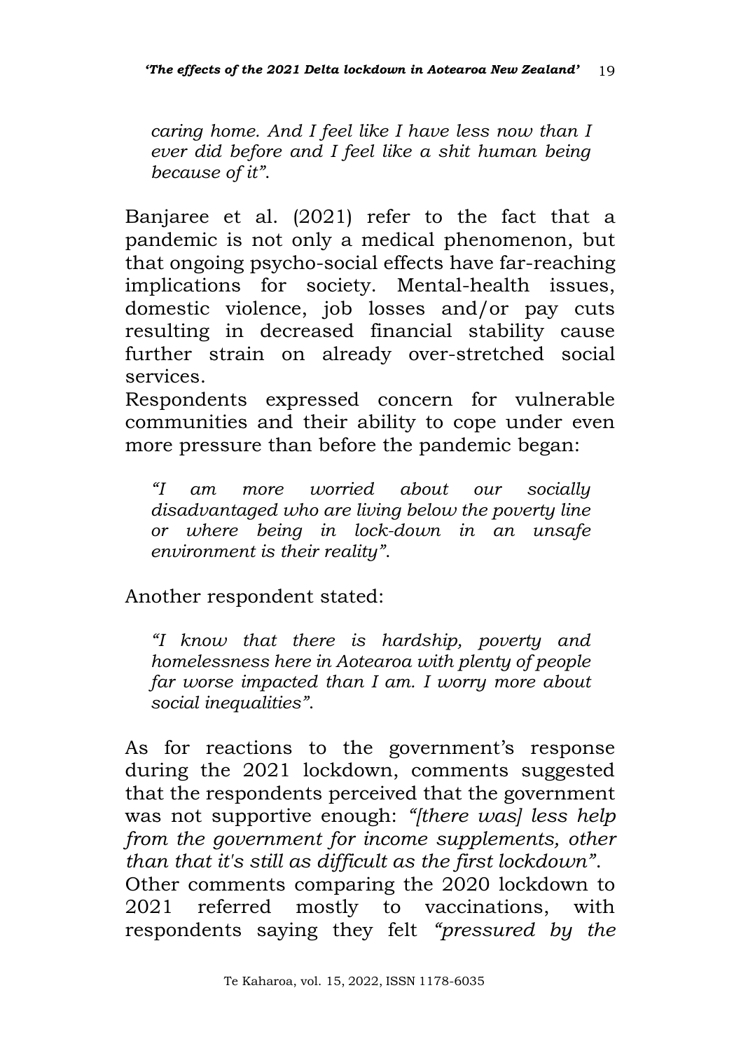*caring home. And I feel like I have less now than I ever did before and I feel like a shit human being because of it”.*

Banjaree et al. (2021) refer to the fact that a pandemic is not only a medical phenomenon, but that ongoing psycho-social effects have far-reaching implications for society. Mental-health issues, domestic violence, job losses and/or pay cuts resulting in decreased financial stability cause further strain on already over-stretched social services.

Respondents expressed concern for vulnerable communities and their ability to cope under even more pressure than before the pandemic began:

> *“I am more worried about our socially disadvantaged who are living below the poverty line or where being in lock-down in an unsafe environment is their reality”.*

Another respondent stated:

> *“I know that there is hardship, poverty and homelessness here in Aotearoa with plenty of people far worse impacted than I am. I worry more about social inequalities”.*

As for reactions to the government’s response during the 2021 lockdown, comments suggested that the respondents perceived that the government was not supportive enough: *“[there was] less help from the government for income supplements, other than that it's still as difficult as the first lockdown”*.

Other comments comparing the 2020 lockdown to 2021 referred mostly to vaccinations, with respondents saying they felt *“pressured by the*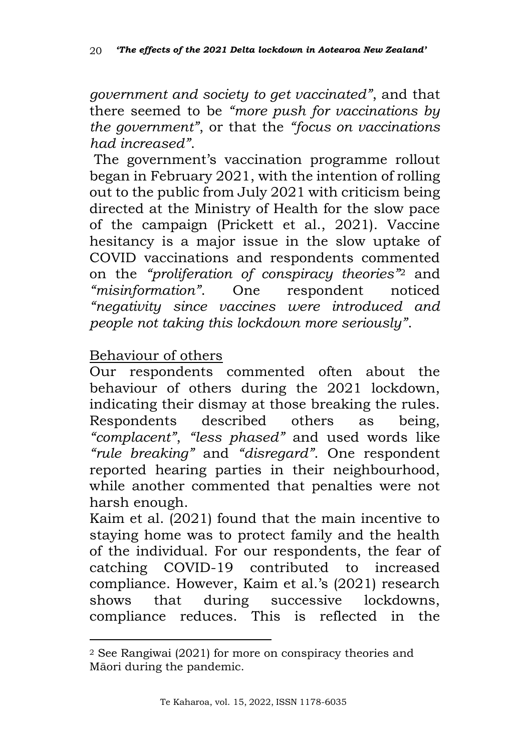*government and society to get vaccinated"*, and that there seemed to be *"more push for vaccinations by the government"*, or that the *"focus on vaccinations had increased"*.

The government's vaccination programme rollout began in February 2021, with the intention of rolling out to the public from July 2021 with criticism being directed at the Ministry of Health for the slow pace of the campaign (Prickett et al., 2021). Vaccine hesitancy is a major issue in the slow uptake of COVID vaccinations and respondents commented on the *"proliferation of conspiracy theories"*[2] and *"misinformation"*. One respondent noticed *"negativity since vaccines were introduced and people not taking this lockdown more seriously"*.

Behaviour of others

Our respondents commented often about the behaviour of others during the 2021 lockdown, indicating their dismay at those breaking the rules. Respondents described others as being, *"complacent"*, *"less phased"* and used words like *"rule breaking"* and *"disregard"*. One respondent reported hearing parties in their neighbourhood, while another commented that penalties were not harsh enough.

Kaim et al. (2021) found that the main incentive to staying home was to protect family and the health of the individual. For our respondents, the fear of catching COVID-19 contributed to increased compliance. However, Kaim et al.'s (2021) research shows that during successive lockdowns, compliance reduces. This is reflected in the

---

[2] See Rangiwai (2021) for more on conspiracy theories and Māori during the pandemic.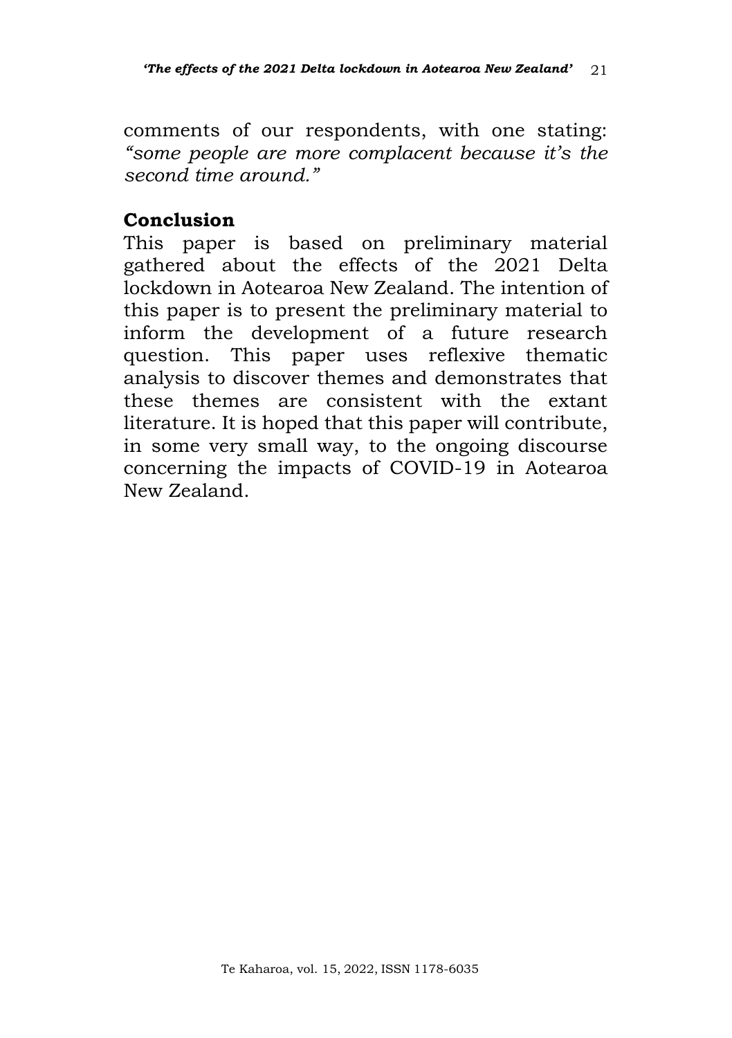comments of our respondents, with one stating: *"some people are more complacent because it's the second time around."*

## Conclusion

This paper is based on preliminary material gathered about the effects of the 2021 Delta lockdown in Aotearoa New Zealand. The intention of this paper is to present the preliminary material to inform the development of a future research question. This paper uses reflexive thematic analysis to discover themes and demonstrates that these themes are consistent with the extant literature. It is hoped that this paper will contribute, in some very small way, to the ongoing discourse concerning the impacts of COVID-19 in Aotearoa New Zealand.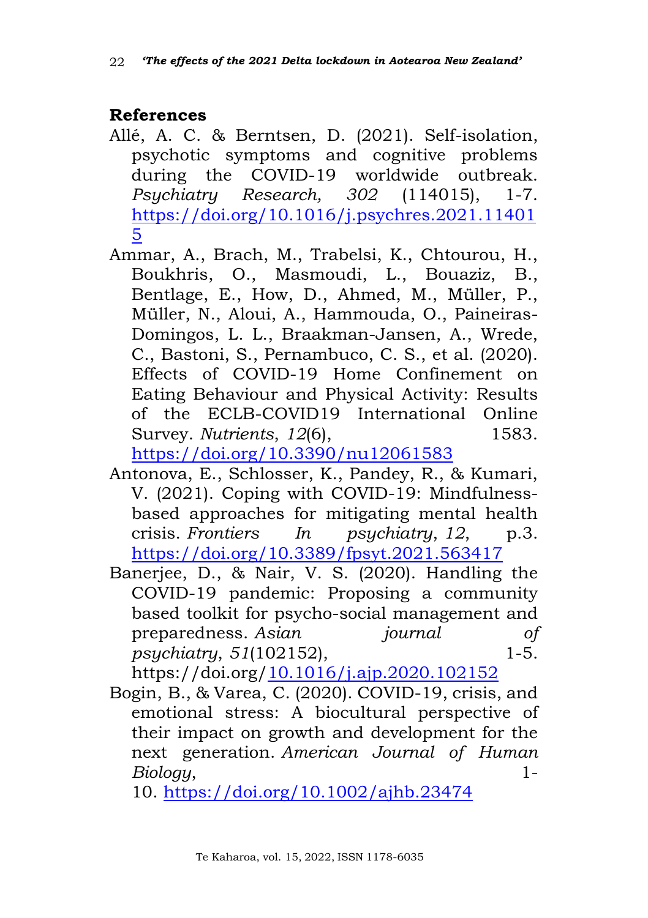## References

Allé, A. C. & Berntsen, D. (2021). Self-isolation, psychotic symptoms and cognitive problems during the COVID-19 worldwide outbreak. *Psychiatry Research, 302* (114015), 1-7. https://doi.org/10.1016/j.psychres.2021.114015

Ammar, A., Brach, M., Trabelsi, K., Chtourou, H., Boukhris, O., Masmoudi, L., Bouaziz, B., Bentlage, E., How, D., Ahmed, M., Müller, P., Müller, N., Aloui, A., Hammouda, O., Paineiras-Domingos, L. L., Braakman-Jansen, A., Wrede, C., Bastoni, S., Pernambuco, C. S., et al. (2020). Effects of COVID-19 Home Confinement on Eating Behaviour and Physical Activity: Results of the ECLB-COVID19 International Online Survey. *Nutrients*, *12*(6), 1583. https://doi.org/10.3390/nu12061583

Antonova, E., Schlosser, K., Pandey, R., & Kumari, V. (2021). Coping with COVID-19: Mindfulness-based approaches for mitigating mental health crisis. *Frontiers In psychiatry*, *12*, p.3. https://doi.org/10.3389/fpsyt.2021.563417

Banerjee, D., & Nair, V. S. (2020). Handling the COVID-19 pandemic: Proposing a community based toolkit for psycho-social management and preparedness. *Asian journal of psychiatry*, *51*(102152), 1-5. https://doi.org/10.1016/j.ajp.2020.102152

Bogin, B., & Varea, C. (2020). COVID-19, crisis, and emotional stress: A biocultural perspective of their impact on growth and development for the next generation. *American Journal of Human Biology*, 1-10. https://doi.org/10.1002/ajhb.23474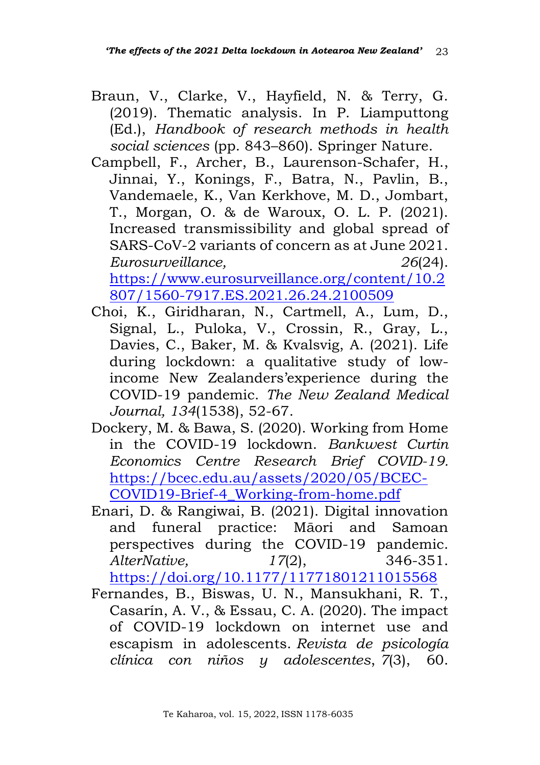Braun, V., Clarke, V., Hayfield, N. & Terry, G. (2019). Thematic analysis. In P. Liamputtong (Ed.), *Handbook of research methods in health social sciences* (pp. 843–860). Springer Nature.

Campbell, F., Archer, B., Laurenson-Schafer, H., Jinnai, Y., Konings, F., Batra, N., Pavlin, B., Vandemaele, K., Van Kerkhove, M. D., Jombart, T., Morgan, O. & de Waroux, O. L. P. (2021). Increased transmissibility and global spread of SARS-CoV-2 variants of concern as at June 2021. *Eurosurveillance, 26*(24). https://www.eurosurveillance.org/content/10.2807/1560-7917.ES.2021.26.24.2100509

Choi, K., Giridharan, N., Cartmell, A., Lum, D., Signal, L., Puloka, V., Crossin, R., Gray, L., Davies, C., Baker, M. & Kvalsvig, A. (2021). Life during lockdown: a qualitative study of low-income New Zealanders'experience during the COVID-19 pandemic. *The New Zealand Medical Journal, 134*(1538), 52-67.

Dockery, M. & Bawa, S. (2020). Working from Home in the COVID-19 lockdown. *Bankwest Curtin Economics Centre Research Brief COVID-19.* https://bcec.edu.au/assets/2020/05/BCEC-COVID19-Brief-4_Working-from-home.pdf

Enari, D. & Rangiwai, B. (2021). Digital innovation and funeral practice: Māori and Samoan perspectives during the COVID-19 pandemic. *AlterNative, 17*(2), 346-351. https://doi.org/10.1177/11771801211015568

Fernandes, B., Biswas, U. N., Mansukhani, R. T., Casarín, A. V., & Essau, C. A. (2020). The impact of COVID-19 lockdown on internet use and escapism in adolescents. *Revista de psicología clínica con niños y adolescentes*, *7*(3), 60.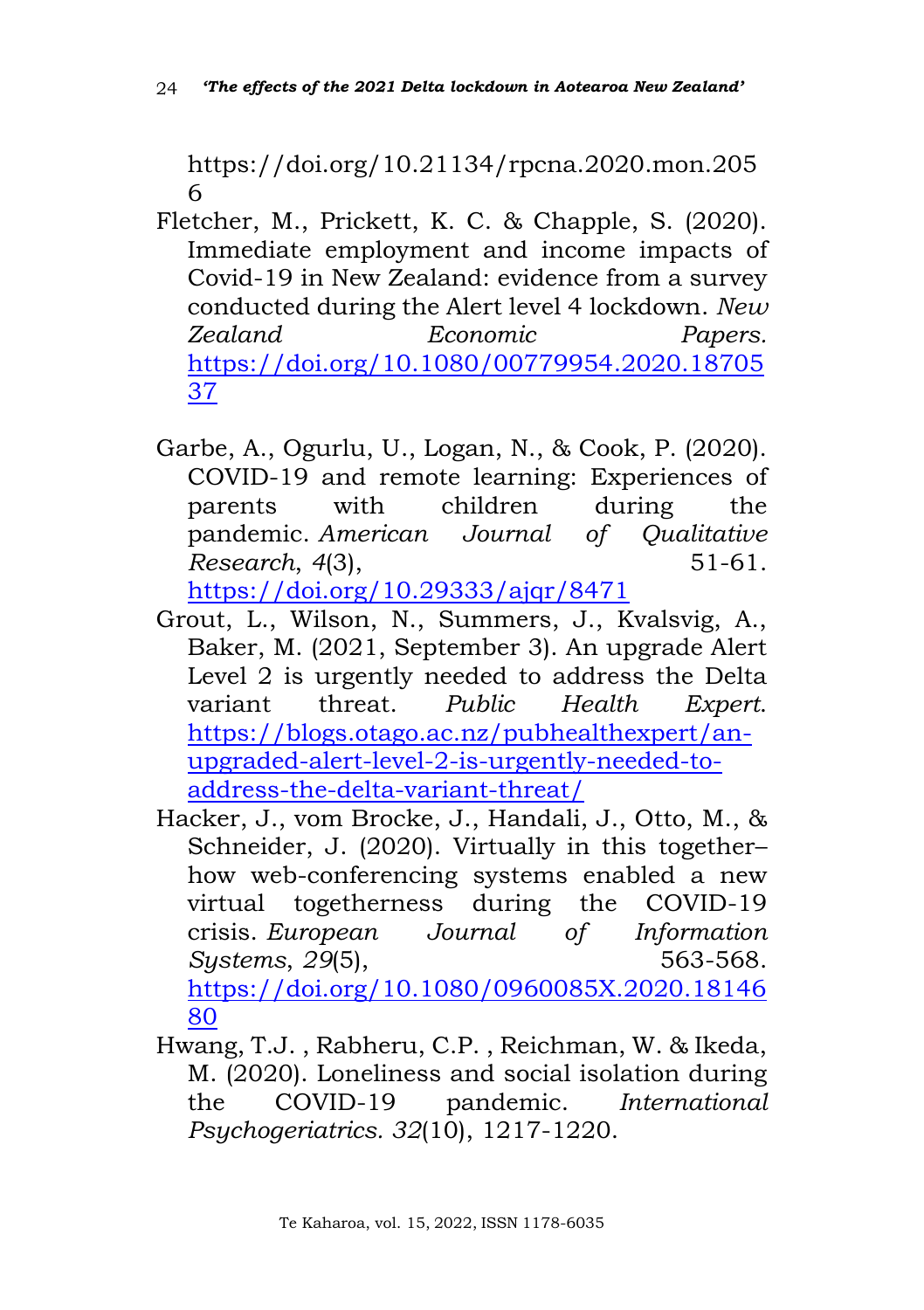https://doi.org/10.21134/rpcna.2020.mon.2056

Fletcher, M., Prickett, K. C. & Chapple, S. (2020). Immediate employment and income impacts of Covid-19 in New Zealand: evidence from a survey conducted during the Alert level 4 lockdown. *New Zealand Economic Papers.* https://doi.org/10.1080/00779954.2020.1870537

Garbe, A., Ogurlu, U., Logan, N., & Cook, P. (2020). COVID-19 and remote learning: Experiences of parents with children during the pandemic. *American Journal of Qualitative Research*, *4*(3), 51-61. https://doi.org/10.29333/ajqr/8471

Grout, L., Wilson, N., Summers, J., Kvalsvig, A., Baker, M. (2021, September 3). An upgrade Alert Level 2 is urgently needed to address the Delta variant threat. *Public Health Expert*. https://blogs.otago.ac.nz/pubhealthexpert/an-upgraded-alert-level-2-is-urgently-needed-to-address-the-delta-variant-threat/

Hacker, J., vom Brocke, J., Handali, J., Otto, M., & Schneider, J. (2020). Virtually in this together–how web-conferencing systems enabled a new virtual togetherness during the COVID-19 crisis. *European Journal of Information Systems*, *29*(5), 563-568. https://doi.org/10.1080/0960085X.2020.1814680

Hwang, T.J. , Rabheru, C.P. , Reichman, W. & Ikeda, M. (2020). Loneliness and social isolation during the COVID-19 pandemic. *International Psychogeriatrics. 32*(10), 1217-1220.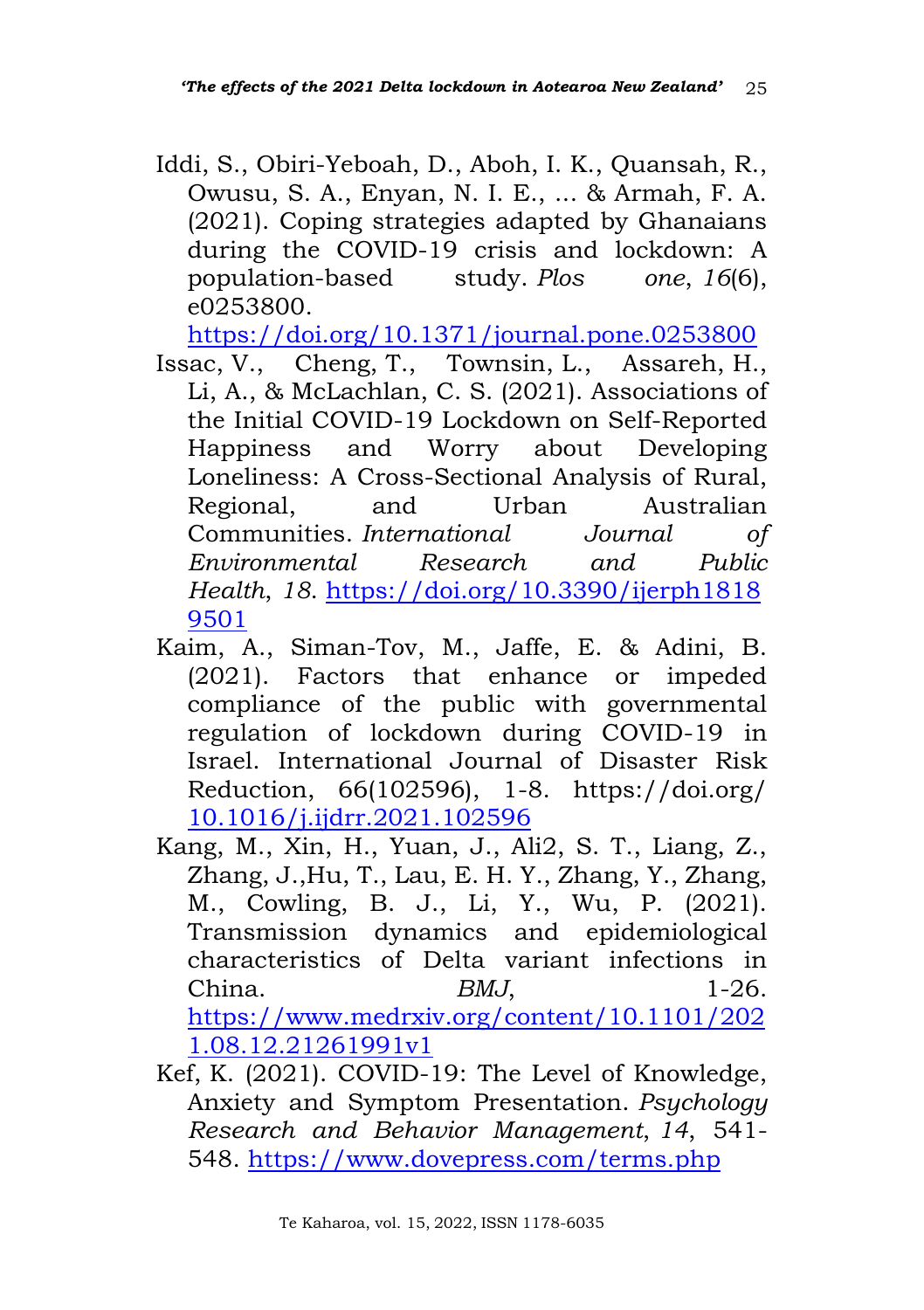Iddi, S., Obiri-Yeboah, D., Aboh, I. K., Quansah, R., Owusu, S. A., Enyan, N. I. E., ... & Armah, F. A. (2021). Coping strategies adapted by Ghanaians during the COVID-19 crisis and lockdown: A population-based study. *Plos one*, *16*(6), e0253800. https://doi.org/10.1371/journal.pone.0253800

Issac, V., Cheng, T., Townsin, L., Assareh, H., Li, A., & McLachlan, C. S. (2021). Associations of the Initial COVID-19 Lockdown on Self-Reported Happiness and Worry about Developing Loneliness: A Cross-Sectional Analysis of Rural, Regional, and Urban Australian Communities. *International Journal of Environmental Research and Public Health*, *18*. https://doi.org/10.3390/ijerph18189501

Kaim, A., Siman-Tov, M., Jaffe, E. & Adini, B. (2021). Factors that enhance or impeded compliance of the public with governmental regulation of lockdown during COVID-19 in Israel. International Journal of Disaster Risk Reduction, 66(102596), 1-8. https://doi.org/10.1016/j.ijdrr.2021.102596

Kang, M., Xin, H., Yuan, J., Ali2, S. T., Liang, Z., Zhang, J.,Hu, T., Lau, E. H. Y., Zhang, Y., Zhang, M., Cowling, B. J., Li, Y., Wu, P. (2021). Transmission dynamics and epidemiological characteristics of Delta variant infections in China. *BMJ*, 1-26. https://www.medrxiv.org/content/10.1101/2021.08.12.21261991v1

Kef, K. (2021). COVID-19: The Level of Knowledge, Anxiety and Symptom Presentation. *Psychology Research and Behavior Management*, *14*, 541-548. https://www.dovepress.com/terms.php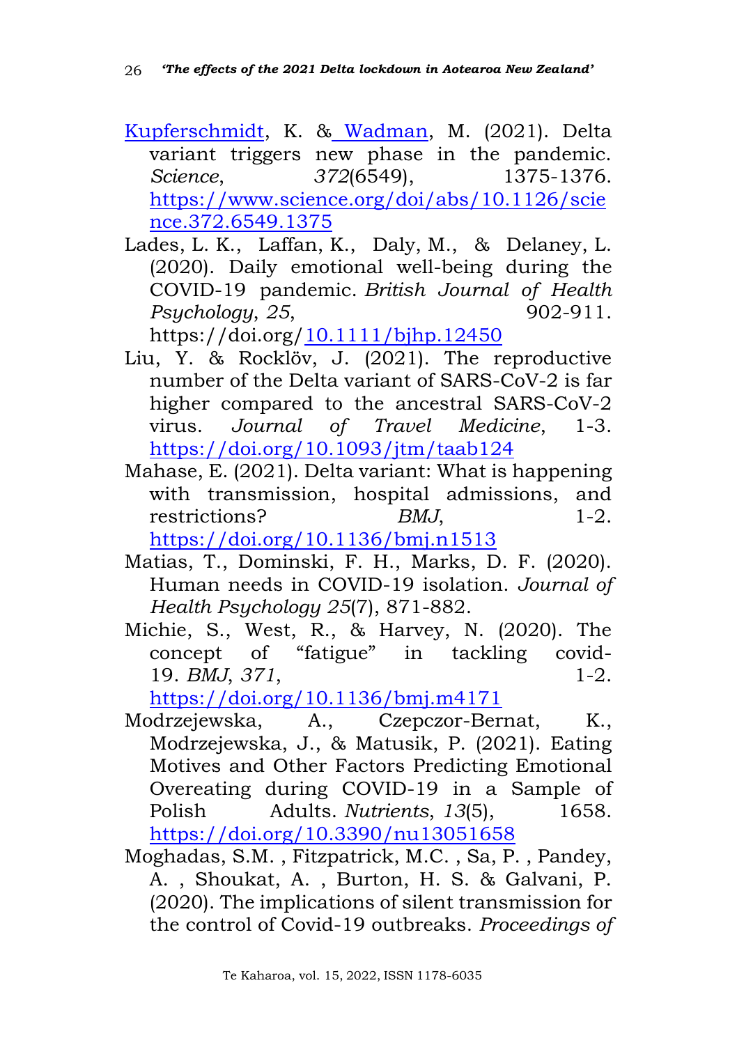Kupferschmidt, K. & Wadman, M. (2021). Delta variant triggers new phase in the pandemic. *Science*, *372*(6549), 1375-1376. https://www.science.org/doi/abs/10.1126/science.372.6549.1375

Lades, L. K., Laffan, K., Daly, M., & Delaney, L. (2020). Daily emotional well-being during the COVID-19 pandemic. *British Journal of Health Psychology*, *25*, 902-911. https://doi.org/10.1111/bjhp.12450

Liu, Y. & Rocklöv, J. (2021). The reproductive number of the Delta variant of SARS-CoV-2 is far higher compared to the ancestral SARS-CoV-2 virus. *Journal of Travel Medicine*, 1-3. https://doi.org/10.1093/jtm/taab124

Mahase, E. (2021). Delta variant: What is happening with transmission, hospital admissions, and restrictions? *BMJ*, 1-2. https://doi.org/10.1136/bmj.n1513

Matias, T., Dominski, F. H., Marks, D. F. (2020). Human needs in COVID-19 isolation. *Journal of Health Psychology 25*(7), 871-882.

Michie, S., West, R., & Harvey, N. (2020). The concept of "fatigue" in tackling covid-19. *BMJ*, *371*, 1-2. https://doi.org/10.1136/bmj.m4171

Modrzejewska, A., Czepczor-Bernat, K., Modrzejewska, J., & Matusik, P. (2021). Eating Motives and Other Factors Predicting Emotional Overeating during COVID-19 in a Sample of Polish Adults. *Nutrients*, *13*(5), 1658. https://doi.org/10.3390/nu13051658

Moghadas, S.M. , Fitzpatrick, M.C. , Sa, P. , Pandey, A. , Shoukat, A. , Burton, H. S. & Galvani, P. (2020). The implications of silent transmission for the control of Covid-19 outbreaks. *Proceedings of*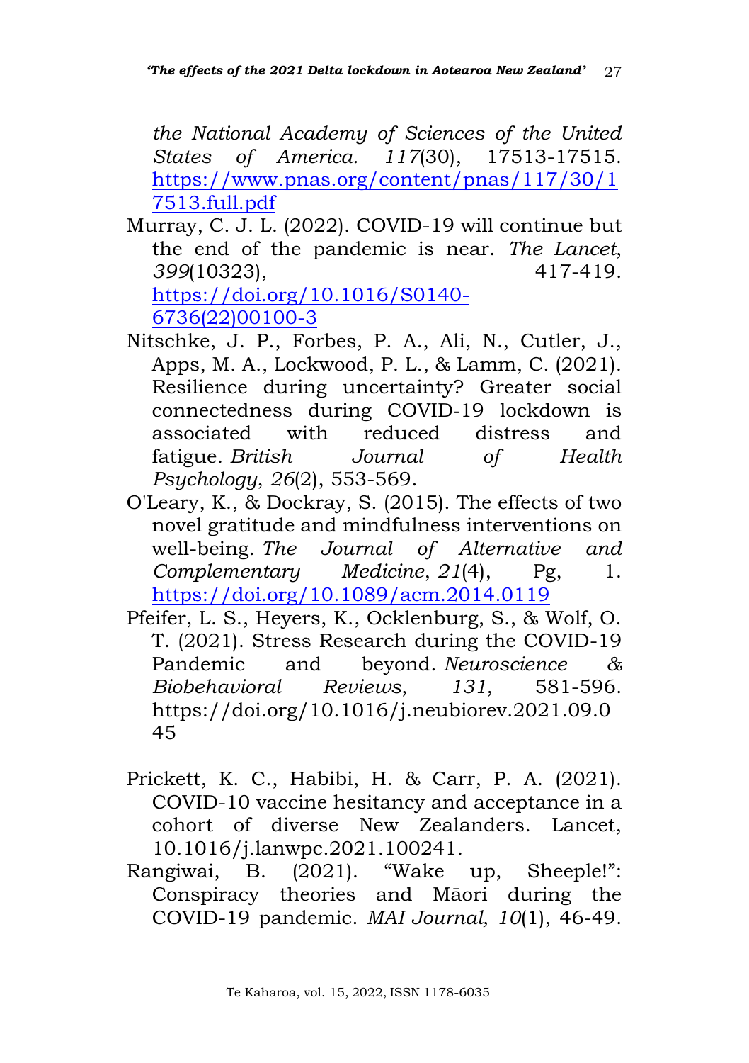*the National Academy of Sciences of the United States of America. 117*(30), 17513-17515. [https://www.pnas.org/content/pnas/117/30/17513.full.pdf](https://www.pnas.org/content/pnas/117/30/17513.full.pdf)

Murray, C. J. L. (2022). COVID-19 will continue but the end of the pandemic is near. *The Lancet*, *399*(10323), 417-419. [https://doi.org/10.1016/S0140-6736(22)00100-3](https://doi.org/10.1016/S0140-6736(22)00100-3)

Nitschke, J. P., Forbes, P. A., Ali, N., Cutler, J., Apps, M. A., Lockwood, P. L., & Lamm, C. (2021). Resilience during uncertainty? Greater social connectedness during COVID-19 lockdown is associated with reduced distress and fatigue. *British Journal of Health Psychology*, *26*(2), 553-569.

O'Leary, K., & Dockray, S. (2015). The effects of two novel gratitude and mindfulness interventions on well-being. *The Journal of Alternative and Complementary Medicine*, *21*(4), Pg, 1. [https://doi.org/10.1089/acm.2014.0119](https://doi.org/10.1089/acm.2014.0119)

Pfeifer, L. S., Heyers, K., Ocklenburg, S., & Wolf, O. T. (2021). Stress Research during the COVID-19 Pandemic and beyond. *Neuroscience & Biobehavioral Reviews*, *131*, 581-596. https://doi.org/10.1016/j.neubiorev.2021.09.045

Prickett, K. C., Habibi, H. & Carr, P. A. (2021). COVID-10 vaccine hesitancy and acceptance in a cohort of diverse New Zealanders. Lancet, 10.1016/j.lanwpc.2021.100241.

Rangiwai, B. (2021). "Wake up, Sheeple!": Conspiracy theories and Māori during the COVID-19 pandemic. *MAI Journal, 10*(1), 46-49.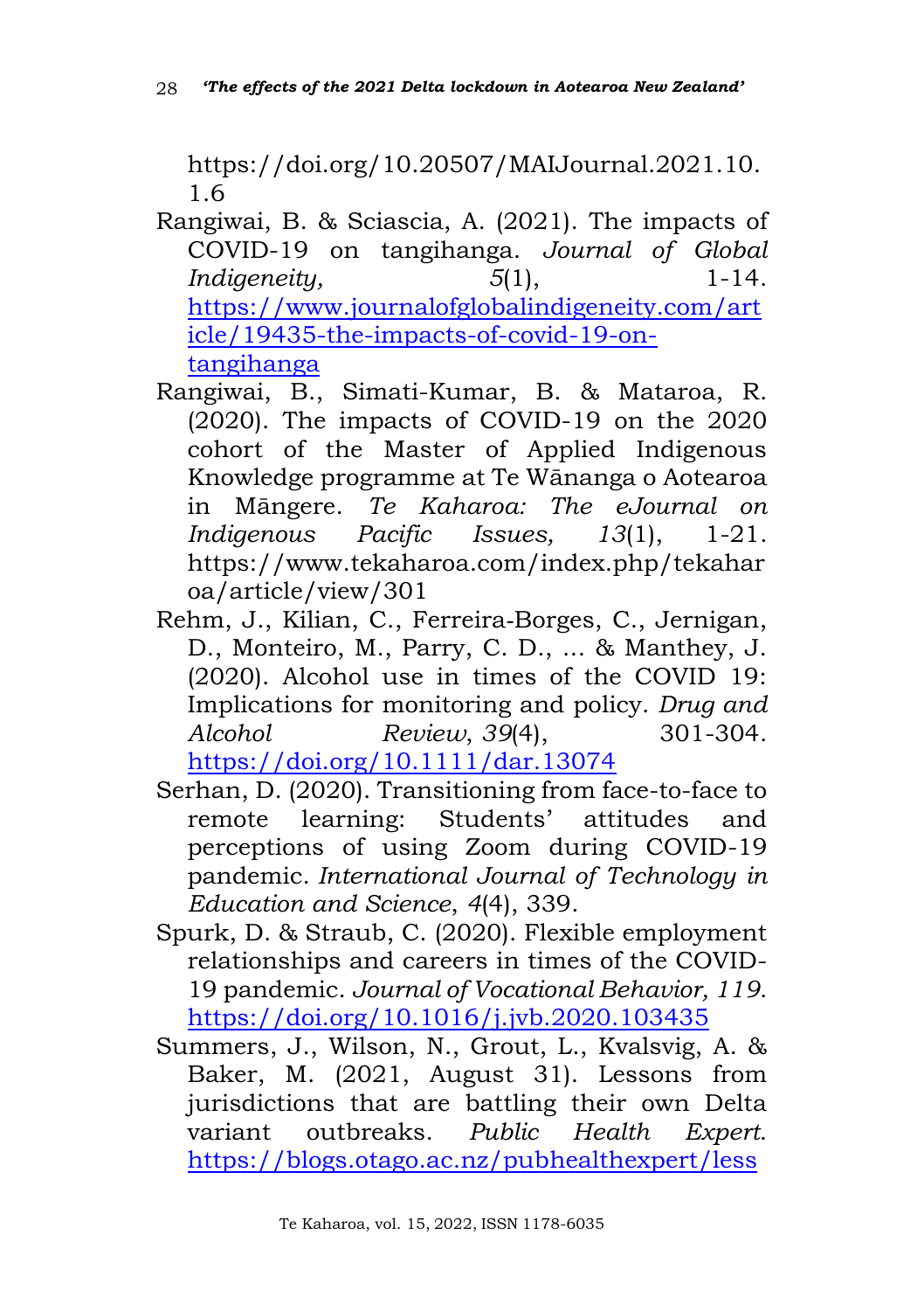https://doi.org/10.20507/MAIJournal.2021.10.1.6

Rangiwai, B. & Sciascia, A. (2021). The impacts of COVID-19 on tangihanga. *Journal of Global Indigeneity,* *5*(1), 1-14. https://www.journalofglobalindigeneity.com/article/19435-the-impacts-of-covid-19-on-tangihanga

Rangiwai, B., Simati-Kumar, B. & Mataroa, R. (2020). The impacts of COVID-19 on the 2020 cohort of the Master of Applied Indigenous Knowledge programme at Te Wānanga o Aotearoa in Māngere. *Te Kaharoa: The eJournal on Indigenous Pacific Issues, 13*(1), 1-21. https://www.tekaharoa.com/index.php/tekaharoa/article/view/301

Rehm, J., Kilian, C., Ferreira-Borges, C., Jernigan, D., Monteiro, M., Parry, C. D., ... & Manthey, J. (2020). Alcohol use in times of the COVID 19: Implications for monitoring and policy. *Drug and Alcohol Review*, *39*(4), 301-304. https://doi.org/10.1111/dar.13074

Serhan, D. (2020). Transitioning from face-to-face to remote learning: Students' attitudes and perceptions of using Zoom during COVID-19 pandemic. *International Journal of Technology in Education and Science*, *4*(4), 339.

Spurk, D. & Straub, C. (2020). Flexible employment relationships and careers in times of the COVID-19 pandemic. *Journal of Vocational Behavior, 119*. https://doi.org/10.1016/j.jvb.2020.103435

Summers, J., Wilson, N., Grout, L., Kvalsvig, A. & Baker, M. (2021, August 31). Lessons from jurisdictions that are battling their own Delta variant outbreaks. *Public Health Expert*. https://blogs.otago.ac.nz/pubhealthexpert/less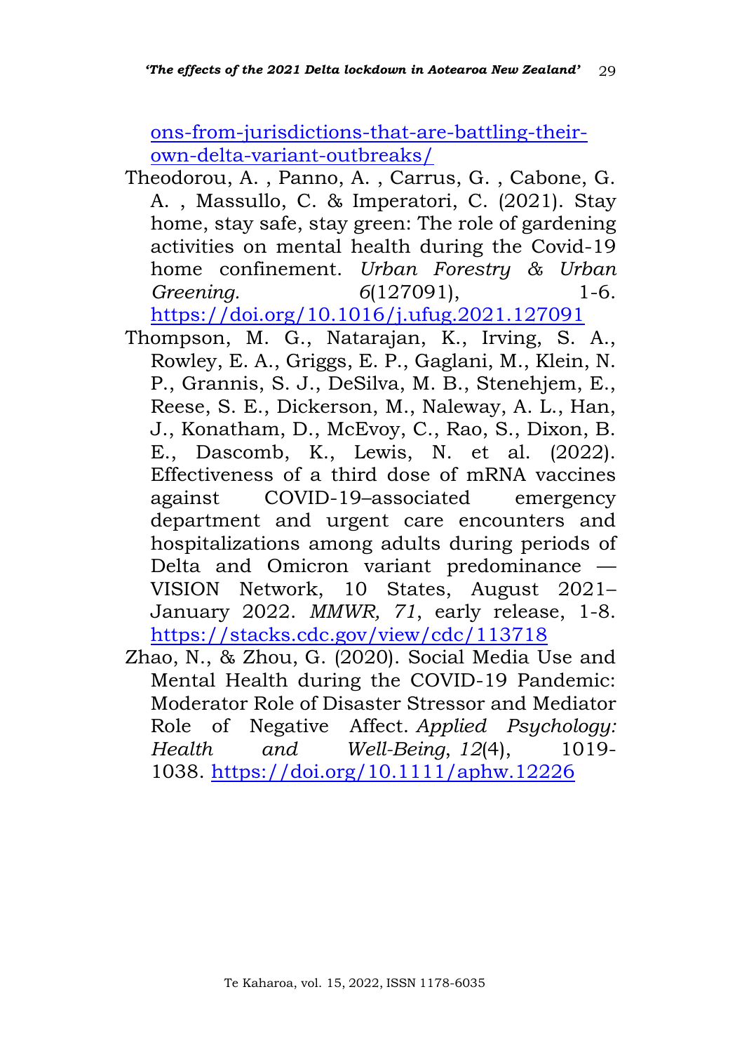ons-from-jurisdictions-that-are-battling-their-own-delta-variant-outbreaks/

Theodorou, A. , Panno, A. , Carrus, G. , Cabone, G. A. , Massullo, C. & Imperatori, C. (2021). Stay home, stay safe, stay green: The role of gardening activities on mental health during the Covid-19 home confinement. *Urban Forestry & Urban Greening. 6*(127091), 1-6. https://doi.org/10.1016/j.ufug.2021.127091

Thompson, M. G., Natarajan, K., Irving, S. A., Rowley, E. A., Griggs, E. P., Gaglani, M., Klein, N. P., Grannis, S. J., DeSilva, M. B., Stenehjem, E., Reese, S. E., Dickerson, M., Naleway, A. L., Han, J., Konatham, D., McEvoy, C., Rao, S., Dixon, B. E., Dascomb, K., Lewis, N. et al. (2022). Effectiveness of a third dose of mRNA vaccines against COVID-19–associated emergency department and urgent care encounters and hospitalizations among adults during periods of Delta and Omicron variant predominance — VISION Network, 10 States, August 2021–January 2022. *MMWR, 71*, early release, 1-8. https://stacks.cdc.gov/view/cdc/113718

Zhao, N., & Zhou, G. (2020). Social Media Use and Mental Health during the COVID-19 Pandemic: Moderator Role of Disaster Stressor and Mediator Role of Negative Affect. *Applied Psychology: Health and Well-Being*, *12*(4), 1019-1038. https://doi.org/10.1111/aphw.12226